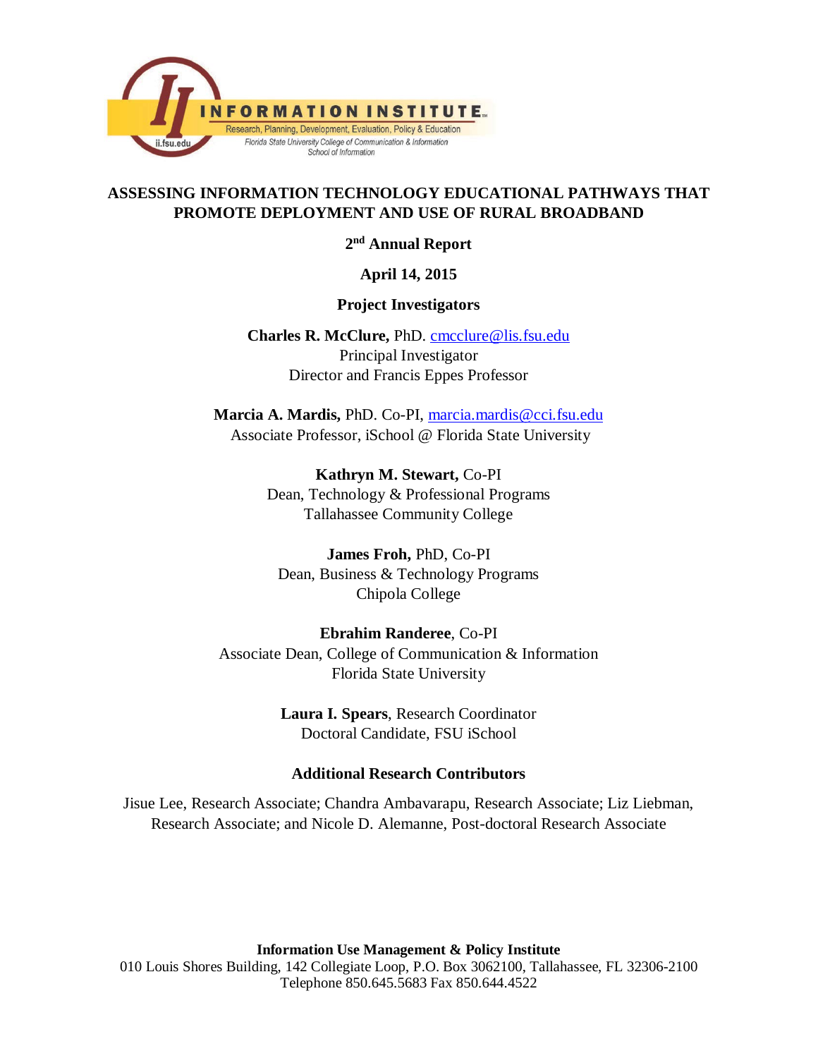INFORMATION INSTITUTE

Research, Planning, Development, Evaluation, Policy & Education

Florida State University College of Communication & Information

School of Information

ii.fsu.edu

# ASSESSING INFORMATION TECHNOLOGY EDUCATIONAL PATHWAYS THAT PROMOTE DEPLOYMENT AND USE OF RURAL BROADBAND

**2nd Annual Report**

**April 14, 2015**

**Project Investigators**

**Charles R. McClure,** PhD. cmcclure@lis.fsu.edu
Principal Investigator
Director and Francis Eppes Professor

**Marcia A. Mardis,** PhD. Co-PI, marcia.mardis@cci.fsu.edu
Associate Professor, iSchool @ Florida State University

**Kathryn M. Stewart,** Co-PI
Dean, Technology & Professional Programs
Tallahassee Community College

**James Froh,** PhD, Co-PI
Dean, Business & Technology Programs
Chipola College

**Ebrahim Randeree**, Co-PI
Associate Dean, College of Communication & Information
Florida State University

**Laura I. Spears**, Research Coordinator
Doctoral Candidate, FSU iSchool

**Additional Research Contributors**

Jisue Lee, Research Associate; Chandra Ambavarapu, Research Associate; Liz Liebman, Research Associate; and Nicole D. Alemanne, Post-doctoral Research Associate

**Information Use Management & Policy Institute**
010 Louis Shores Building, 142 Collegiate Loop, P.O. Box 3062100, Tallahassee, FL 32306-2100
Telephone 850.645.5683 Fax 850.644.4522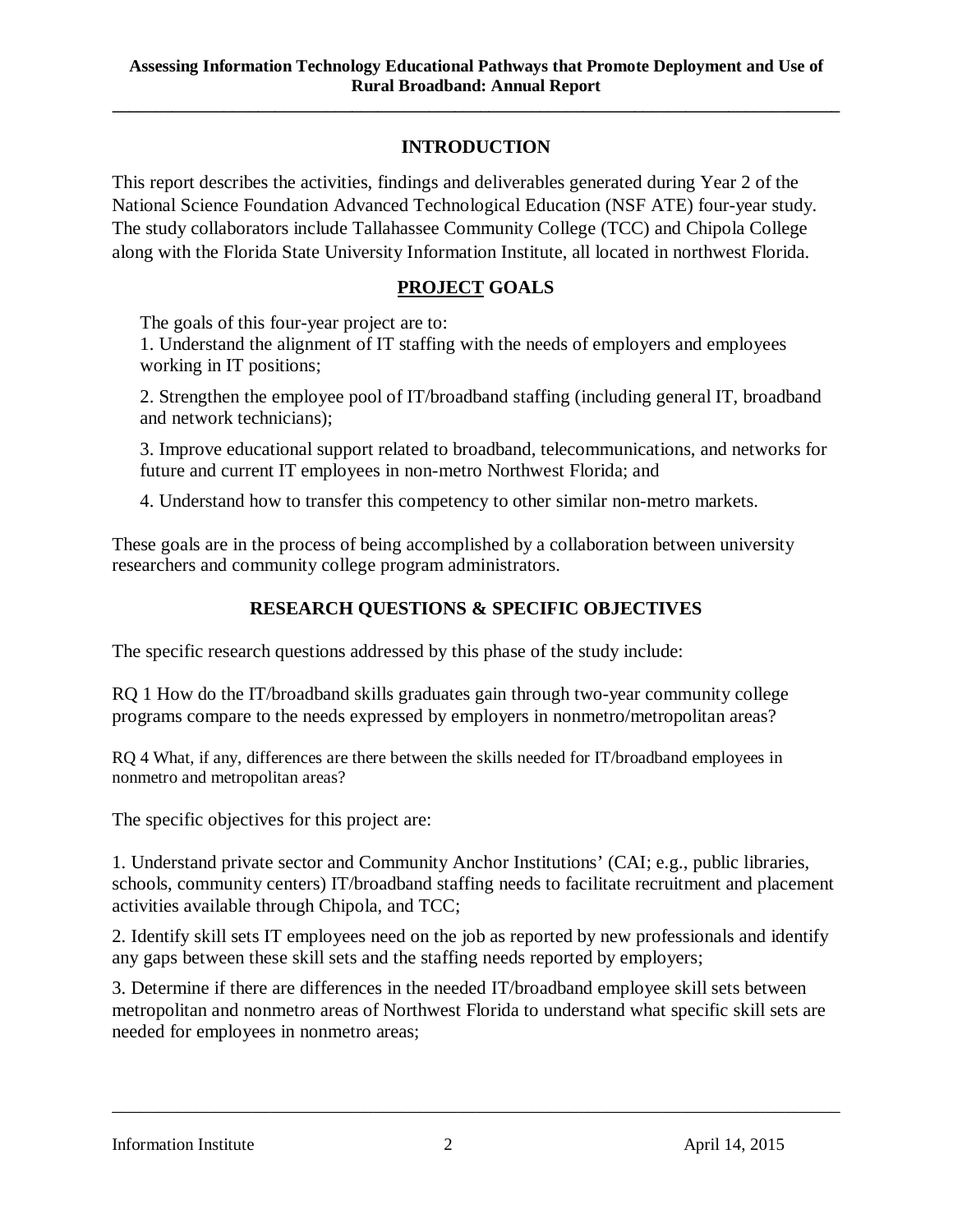## INTRODUCTION

This report describes the activities, findings and deliverables generated during Year 2 of the National Science Foundation Advanced Technological Education (NSF ATE) four-year study. The study collaborators include Tallahassee Community College (TCC) and Chipola College along with the Florida State University Information Institute, all located in northwest Florida.

## PROJECT GOALS

The goals of this four-year project are to:

1. Understand the alignment of IT staffing with the needs of employers and employees working in IT positions;
2. Strengthen the employee pool of IT/broadband staffing (including general IT, broadband and network technicians);
3. Improve educational support related to broadband, telecommunications, and networks for future and current IT employees in non-metro Northwest Florida; and
4. Understand how to transfer this competency to other similar non-metro markets.

These goals are in the process of being accomplished by a collaboration between university researchers and community college program administrators.

## RESEARCH QUESTIONS & SPECIFIC OBJECTIVES

The specific research questions addressed by this phase of the study include:

RQ 1 How do the IT/broadband skills graduates gain through two-year community college programs compare to the needs expressed by employers in nonmetro/metropolitan areas?

RQ 4 What, if any, differences are there between the skills needed for IT/broadband employees in nonmetro and metropolitan areas?

The specific objectives for this project are:

1. Understand private sector and Community Anchor Institutions' (CAI; e.g., public libraries, schools, community centers) IT/broadband staffing needs to facilitate recruitment and placement activities available through Chipola, and TCC;
2. Identify skill sets IT employees need on the job as reported by new professionals and identify any gaps between these skill sets and the staffing needs reported by employers;
3. Determine if there are differences in the needed IT/broadband employee skill sets between metropolitan and nonmetro areas of Northwest Florida to understand what specific skill sets are needed for employees in nonmetro areas;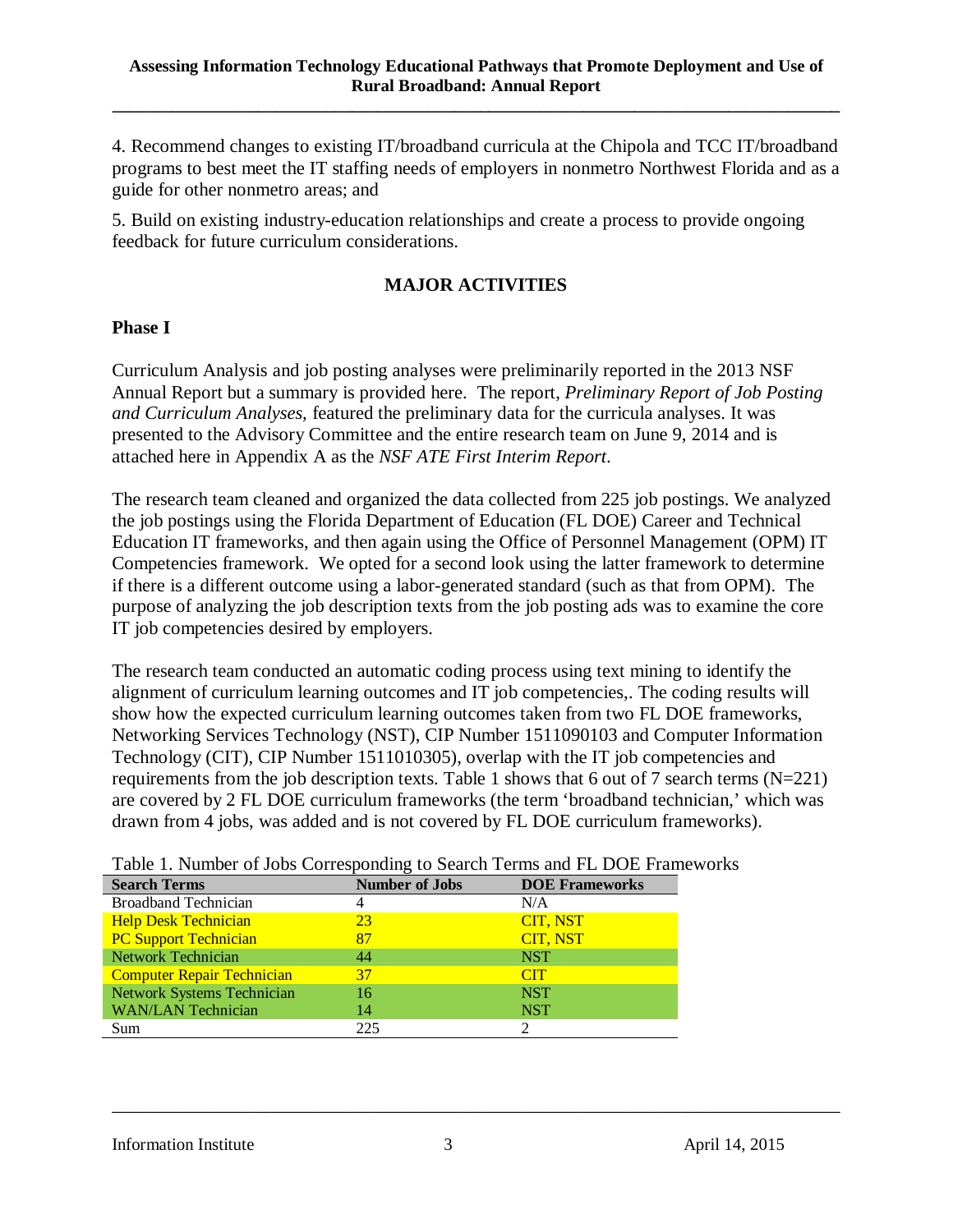4. Recommend changes to existing IT/broadband curricula at the Chipola and TCC IT/broadband programs to best meet the IT staffing needs of employers in nonmetro Northwest Florida and as a guide for other nonmetro areas; and

5. Build on existing industry-education relationships and create a process to provide ongoing feedback for future curriculum considerations.

## MAJOR ACTIVITIES

### Phase I

Curriculum Analysis and job posting analyses were preliminarily reported in the 2013 NSF Annual Report but a summary is provided here. The report, *Preliminary Report of Job Posting and Curriculum Analyses*, featured the preliminary data for the curricula analyses. It was presented to the Advisory Committee and the entire research team on June 9, 2014 and is attached here in Appendix A as the *NSF ATE First Interim Report*.

The research team cleaned and organized the data collected from 225 job postings. We analyzed the job postings using the Florida Department of Education (FL DOE) Career and Technical Education IT frameworks, and then again using the Office of Personnel Management (OPM) IT Competencies framework. We opted for a second look using the latter framework to determine if there is a different outcome using a labor-generated standard (such as that from OPM). The purpose of analyzing the job description texts from the job posting ads was to examine the core IT job competencies desired by employers.

The research team conducted an automatic coding process using text mining to identify the alignment of curriculum learning outcomes and IT job competencies,. The coding results will show how the expected curriculum learning outcomes taken from two FL DOE frameworks, Networking Services Technology (NST), CIP Number 1511090103 and Computer Information Technology (CIT), CIP Number 1511010305), overlap with the IT job competencies and requirements from the job description texts. Table 1 shows that 6 out of 7 search terms (N=221) are covered by 2 FL DOE curriculum frameworks (the term 'broadband technician,' which was drawn from 4 jobs, was added and is not covered by FL DOE curriculum frameworks).

Table 1. Number of Jobs Corresponding to Search Terms and FL DOE Frameworks

| Search Terms | Number of Jobs | DOE Frameworks |
| --- | --- | --- |
| Broadband Technician | 4 | N/A |
| Help Desk Technician | 23 | CIT, NST |
| PC Support Technician | 87 | CIT, NST |
| Network Technician | 44 | NST |
| Computer Repair Technician | 37 | CIT |
| Network Systems Technician | 16 | NST |
| WAN/LAN Technician | 14 | NST |
| Sum | 225 | 2 |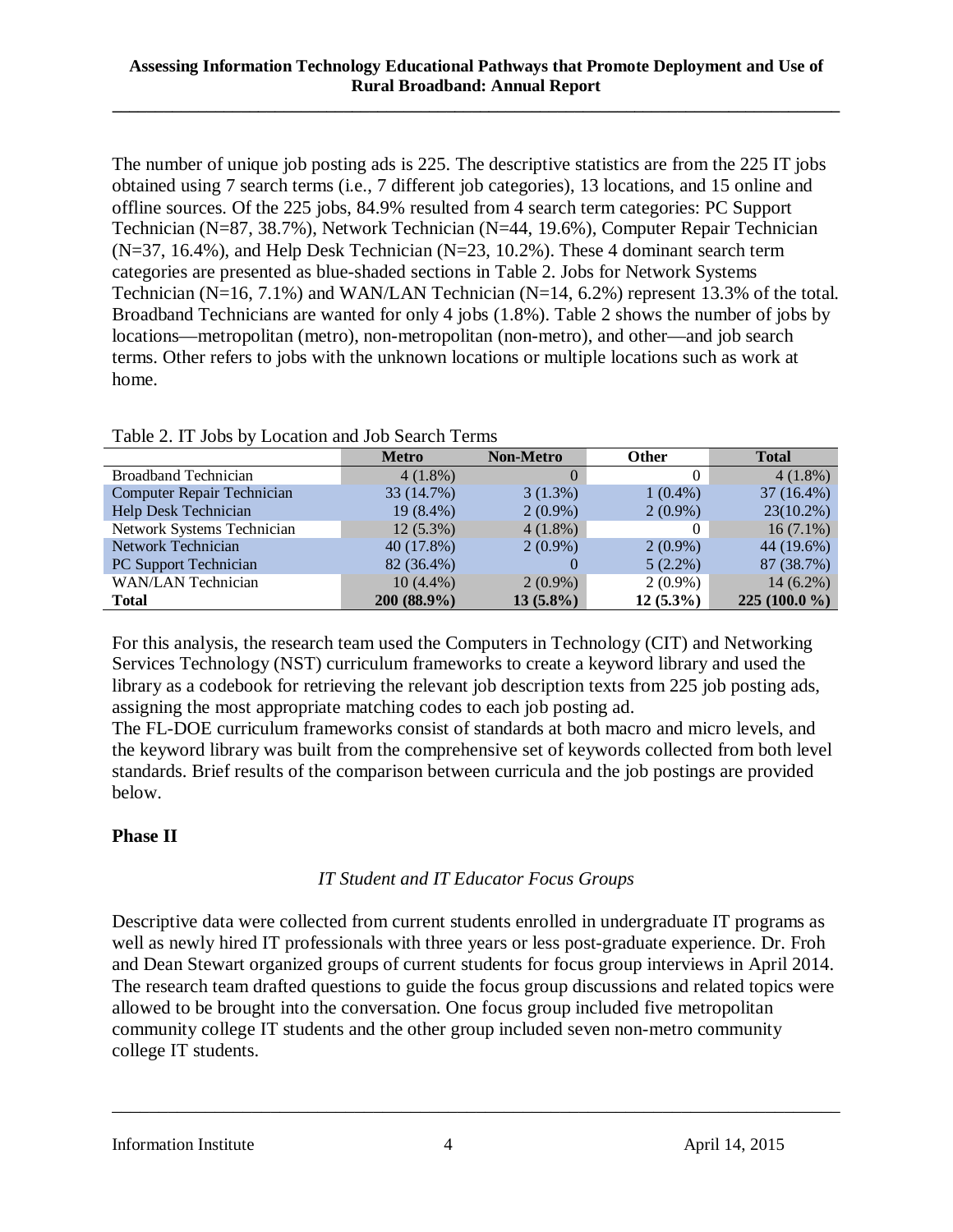The number of unique job posting ads is 225. The descriptive statistics are from the 225 IT jobs obtained using 7 search terms (i.e., 7 different job categories), 13 locations, and 15 online and offline sources. Of the 225 jobs, 84.9% resulted from 4 search term categories: PC Support Technician (N=87, 38.7%), Network Technician (N=44, 19.6%), Computer Repair Technician (N=37, 16.4%), and Help Desk Technician (N=23, 10.2%). These 4 dominant search term categories are presented as blue-shaded sections in Table 2. Jobs for Network Systems Technician (N=16, 7.1%) and WAN/LAN Technician (N=14, 6.2%) represent 13.3% of the total. Broadband Technicians are wanted for only 4 jobs (1.8%). Table 2 shows the number of jobs by locations—metropolitan (metro), non-metropolitan (non-metro), and other—and job search terms. Other refers to jobs with the unknown locations or multiple locations such as work at home.

Table 2. IT Jobs by Location and Job Search Terms

| | Metro | Non-Metro | Other | Total |
|---|---|---|---|---|
| Broadband Technician | 4 (1.8%) | 0 | 0 | 4 (1.8%) |
| Computer Repair Technician | 33 (14.7%) | 3 (1.3%) | 1 (0.4%) | 37 (16.4%) |
| Help Desk Technician | 19 (8.4%) | 2 (0.9%) | 2 (0.9%) | 23(10.2%) |
| Network Systems Technician | 12 (5.3%) | 4 (1.8%) | 0 | 16 (7.1%) |
| Network Technician | 40 (17.8%) | 2 (0.9%) | 2 (0.9%) | 44 (19.6%) |
| PC Support Technician | 82 (36.4%) | 0 | 5 (2.2%) | 87 (38.7%) |
| WAN/LAN Technician | 10 (4.4%) | 2 (0.9%) | 2 (0.9%) | 14 (6.2%) |
| **Total** | **200 (88.9%)** | **13 (5.8%)** | **12 (5.3%)** | **225 (100.0 %)** |

For this analysis, the research team used the Computers in Technology (CIT) and Networking Services Technology (NST) curriculum frameworks to create a keyword library and used the library as a codebook for retrieving the relevant job description texts from 225 job posting ads, assigning the most appropriate matching codes to each job posting ad.
The FL-DOE curriculum frameworks consist of standards at both macro and micro levels, and the keyword library was built from the comprehensive set of keywords collected from both level standards. Brief results of the comparison between curricula and the job postings are provided below.

## Phase II

### *IT Student and IT Educator Focus Groups*

Descriptive data were collected from current students enrolled in undergraduate IT programs as well as newly hired IT professionals with three years or less post-graduate experience. Dr. Froh and Dean Stewart organized groups of current students for focus group interviews in April 2014. The research team drafted questions to guide the focus group discussions and related topics were allowed to be brought into the conversation. One focus group included five metropolitan community college IT students and the other group included seven non-metro community college IT students.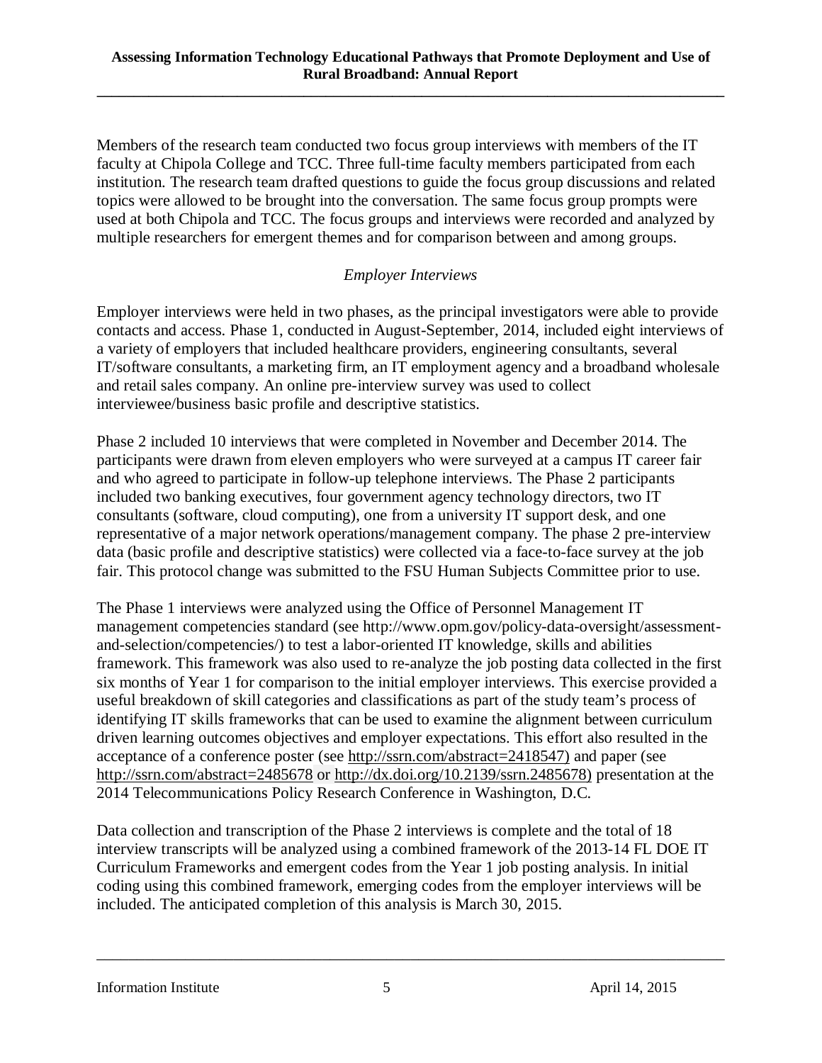Members of the research team conducted two focus group interviews with members of the IT faculty at Chipola College and TCC. Three full-time faculty members participated from each institution. The research team drafted questions to guide the focus group discussions and related topics were allowed to be brought into the conversation. The same focus group prompts were used at both Chipola and TCC. The focus groups and interviews were recorded and analyzed by multiple researchers for emergent themes and for comparison between and among groups.

### *Employer Interviews*

Employer interviews were held in two phases, as the principal investigators were able to provide contacts and access. Phase 1, conducted in August-September, 2014, included eight interviews of a variety of employers that included healthcare providers, engineering consultants, several IT/software consultants, a marketing firm, an IT employment agency and a broadband wholesale and retail sales company. An online pre-interview survey was used to collect interviewee/business basic profile and descriptive statistics.

Phase 2 included 10 interviews that were completed in November and December 2014. The participants were drawn from eleven employers who were surveyed at a campus IT career fair and who agreed to participate in follow-up telephone interviews. The Phase 2 participants included two banking executives, four government agency technology directors, two IT consultants (software, cloud computing), one from a university IT support desk, and one representative of a major network operations/management company. The phase 2 pre-interview data (basic profile and descriptive statistics) were collected via a face-to-face survey at the job fair. This protocol change was submitted to the FSU Human Subjects Committee prior to use.

The Phase 1 interviews were analyzed using the Office of Personnel Management IT management competencies standard (see http://www.opm.gov/policy-data-oversight/assessment-and-selection/competencies/) to test a labor-oriented IT knowledge, skills and abilities framework. This framework was also used to re-analyze the job posting data collected in the first six months of Year 1 for comparison to the initial employer interviews. This exercise provided a useful breakdown of skill categories and classifications as part of the study team's process of identifying IT skills frameworks that can be used to examine the alignment between curriculum driven learning outcomes objectives and employer expectations. This effort also resulted in the acceptance of a conference poster (see http://ssrn.com/abstract=2418547) and paper (see http://ssrn.com/abstract=2485678 or http://dx.doi.org/10.2139/ssrn.2485678) presentation at the 2014 Telecommunications Policy Research Conference in Washington, D.C.

Data collection and transcription of the Phase 2 interviews is complete and the total of 18 interview transcripts will be analyzed using a combined framework of the 2013-14 FL DOE IT Curriculum Frameworks and emergent codes from the Year 1 job posting analysis. In initial coding using this combined framework, emerging codes from the employer interviews will be included. The anticipated completion of this analysis is March 30, 2015.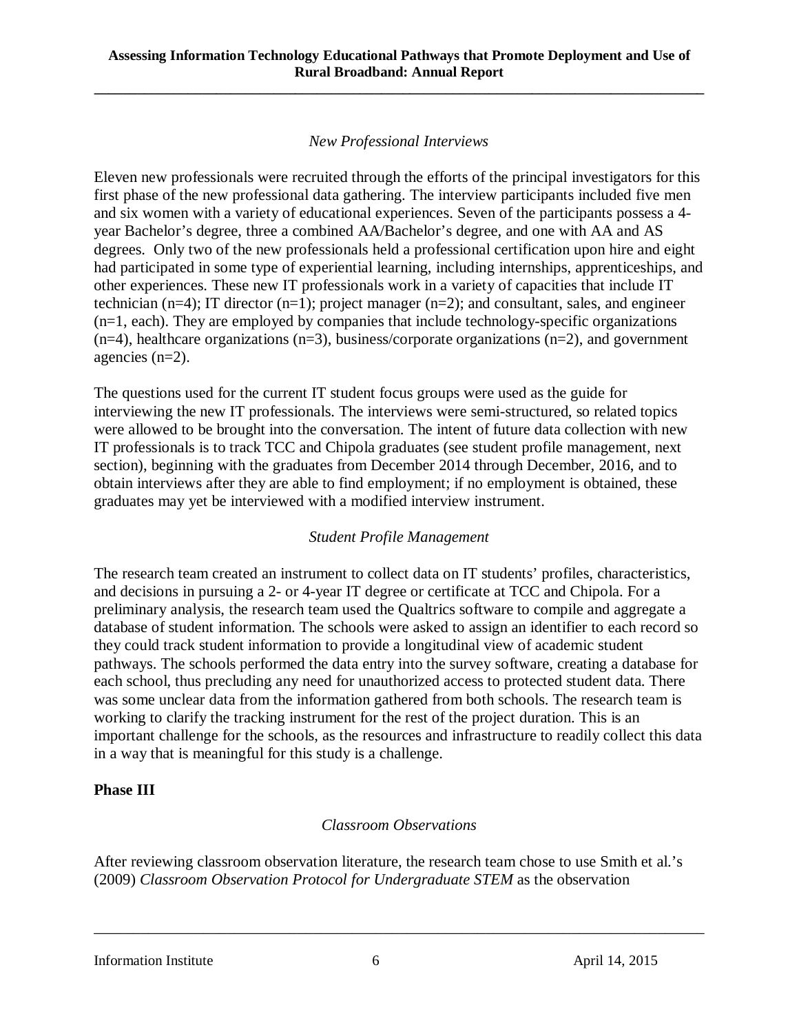*New Professional Interviews*

Eleven new professionals were recruited through the efforts of the principal investigators for this first phase of the new professional data gathering. The interview participants included five men and six women with a variety of educational experiences. Seven of the participants possess a 4-year Bachelor's degree, three a combined AA/Bachelor's degree, and one with AA and AS degrees. Only two of the new professionals held a professional certification upon hire and eight had participated in some type of experiential learning, including internships, apprenticeships, and other experiences. These new IT professionals work in a variety of capacities that include IT technician (n=4); IT director (n=1); project manager (n=2); and consultant, sales, and engineer (n=1, each). They are employed by companies that include technology-specific organizations (n=4), healthcare organizations (n=3), business/corporate organizations (n=2), and government agencies (n=2).

The questions used for the current IT student focus groups were used as the guide for interviewing the new IT professionals. The interviews were semi-structured, so related topics were allowed to be brought into the conversation. The intent of future data collection with new IT professionals is to track TCC and Chipola graduates (see student profile management, next section), beginning with the graduates from December 2014 through December, 2016, and to obtain interviews after they are able to find employment; if no employment is obtained, these graduates may yet be interviewed with a modified interview instrument.

*Student Profile Management*

The research team created an instrument to collect data on IT students' profiles, characteristics, and decisions in pursuing a 2- or 4-year IT degree or certificate at TCC and Chipola. For a preliminary analysis, the research team used the Qualtrics software to compile and aggregate a database of student information. The schools were asked to assign an identifier to each record so they could track student information to provide a longitudinal view of academic student pathways. The schools performed the data entry into the survey software, creating a database for each school, thus precluding any need for unauthorized access to protected student data. There was some unclear data from the information gathered from both schools. The research team is working to clarify the tracking instrument for the rest of the project duration. This is an important challenge for the schools, as the resources and infrastructure to readily collect this data in a way that is meaningful for this study is a challenge.

**Phase III**

*Classroom Observations*

After reviewing classroom observation literature, the research team chose to use Smith et al.'s (2009) *Classroom Observation Protocol for Undergraduate STEM* as the observation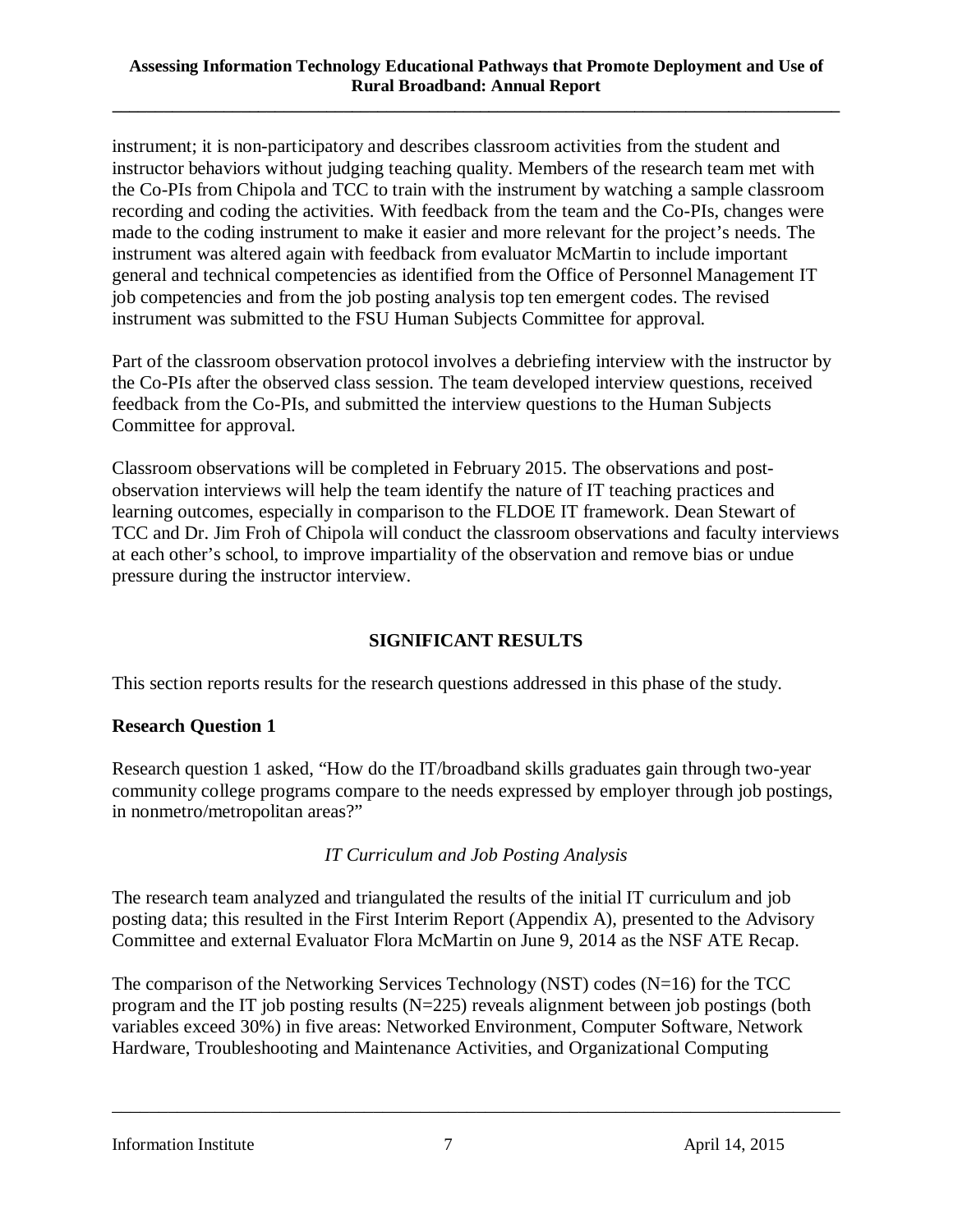instrument; it is non-participatory and describes classroom activities from the student and instructor behaviors without judging teaching quality. Members of the research team met with the Co-PIs from Chipola and TCC to train with the instrument by watching a sample classroom recording and coding the activities. With feedback from the team and the Co-PIs, changes were made to the coding instrument to make it easier and more relevant for the project's needs. The instrument was altered again with feedback from evaluator McMartin to include important general and technical competencies as identified from the Office of Personnel Management IT job competencies and from the job posting analysis top ten emergent codes. The revised instrument was submitted to the FSU Human Subjects Committee for approval.

Part of the classroom observation protocol involves a debriefing interview with the instructor by the Co-PIs after the observed class session. The team developed interview questions, received feedback from the Co-PIs, and submitted the interview questions to the Human Subjects Committee for approval.

Classroom observations will be completed in February 2015. The observations and post-observation interviews will help the team identify the nature of IT teaching practices and learning outcomes, especially in comparison to the FLDOE IT framework. Dean Stewart of TCC and Dr. Jim Froh of Chipola will conduct the classroom observations and faculty interviews at each other's school, to improve impartiality of the observation and remove bias or undue pressure during the instructor interview.

## SIGNIFICANT RESULTS

This section reports results for the research questions addressed in this phase of the study.

### Research Question 1

Research question 1 asked, "How do the IT/broadband skills graduates gain through two-year community college programs compare to the needs expressed by employer through job postings, in nonmetro/metropolitan areas?"

*IT Curriculum and Job Posting Analysis*

The research team analyzed and triangulated the results of the initial IT curriculum and job posting data; this resulted in the First Interim Report (Appendix A), presented to the Advisory Committee and external Evaluator Flora McMartin on June 9, 2014 as the NSF ATE Recap.

The comparison of the Networking Services Technology (NST) codes (N=16) for the TCC program and the IT job posting results (N=225) reveals alignment between job postings (both variables exceed 30%) in five areas: Networked Environment, Computer Software, Network Hardware, Troubleshooting and Maintenance Activities, and Organizational Computing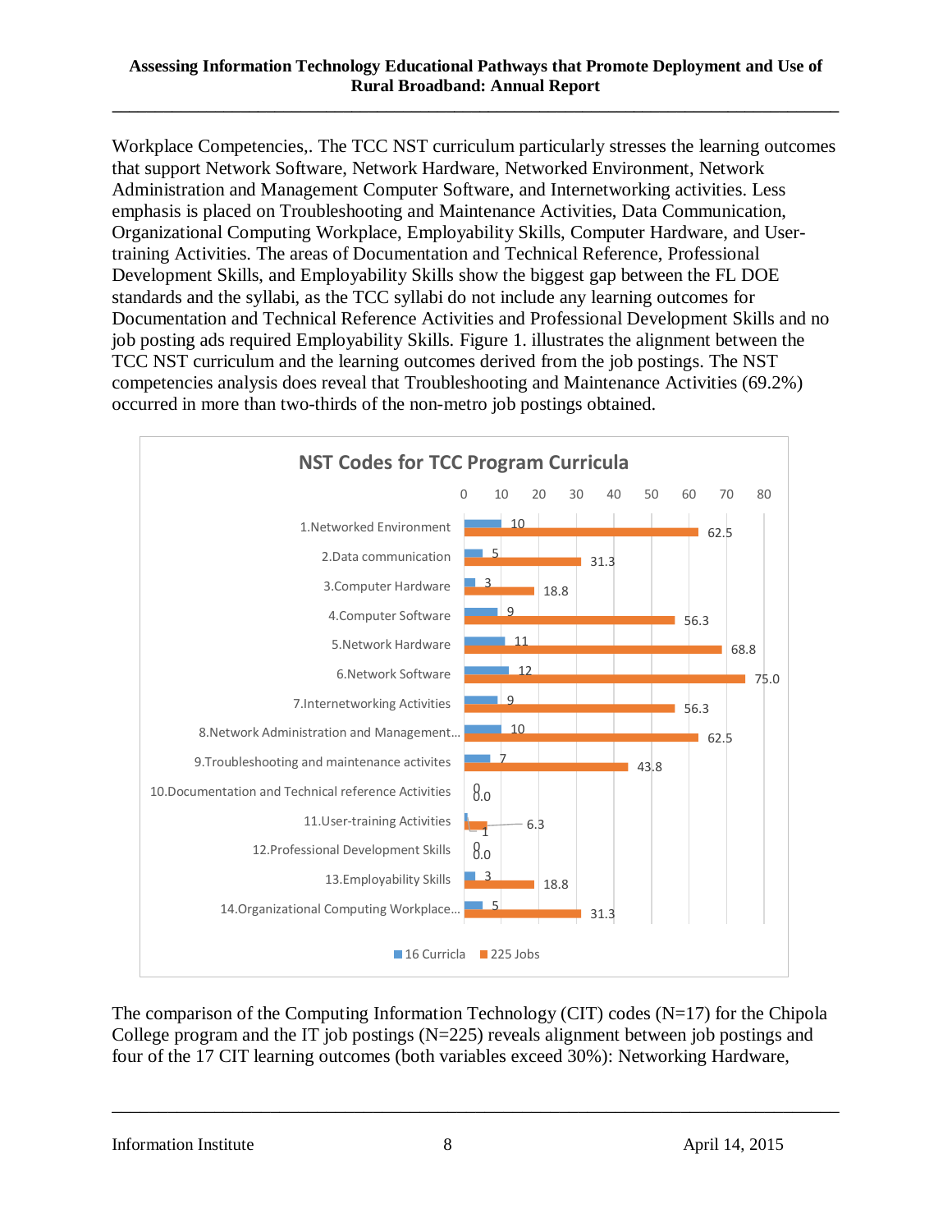Workplace Competencies,. The TCC NST curriculum particularly stresses the learning outcomes that support Network Software, Network Hardware, Networked Environment, Network Administration and Management Computer Software, and Internetworking activities. Less emphasis is placed on Troubleshooting and Maintenance Activities, Data Communication, Organizational Computing Workplace, Employability Skills, Computer Hardware, and User-training Activities. The areas of Documentation and Technical Reference, Professional Development Skills, and Employability Skills show the biggest gap between the FL DOE standards and the syllabi, as the TCC syllabi do not include any learning outcomes for Documentation and Technical Reference Activities and Professional Development Skills and no job posting ads required Employability Skills. Figure 1. illustrates the alignment between the TCC NST curriculum and the learning outcomes derived from the job postings. The NST competencies analysis does reveal that Troubleshooting and Maintenance Activities (69.2%) occurred in more than two-thirds of the non-metro job postings obtained.

**NST Codes for TCC Program Curricula**

| | 16 Curricla | 225 Jobs |
|---|---|---|
| 1.Networked Environment | 10 | 62.5 |
| 2.Data communication | 5 | 31.3 |
| 3.Computer Hardware | 3 | 18.8 |
| 4.Computer Software | 9 | 56.3 |
| 5.Network Hardware | 11 | 68.8 |
| 6.Network Software | 12 | 75.0 |
| 7.Internetworking Activities | 9 | 56.3 |
| 8.Network Administration and Management... | 10 | 62.5 |
| 9.Troubleshooting and maintenance activites | 7 | 43.8 |
| 10.Documentation and Technical reference Activities | 0 | 0.0 |
| 11.User-training Activities | 1 | 6.3 |
| 12.Professional Development Skills | 0 | 0.0 |
| 13.Employability Skills | 3 | 18.8 |
| 14.Organizational Computing Workplace... | 5 | 31.3 |

The comparison of the Computing Information Technology (CIT) codes (N=17) for the Chipola College program and the IT job postings (N=225) reveals alignment between job postings and four of the 17 CIT learning outcomes (both variables exceed 30%): Networking Hardware,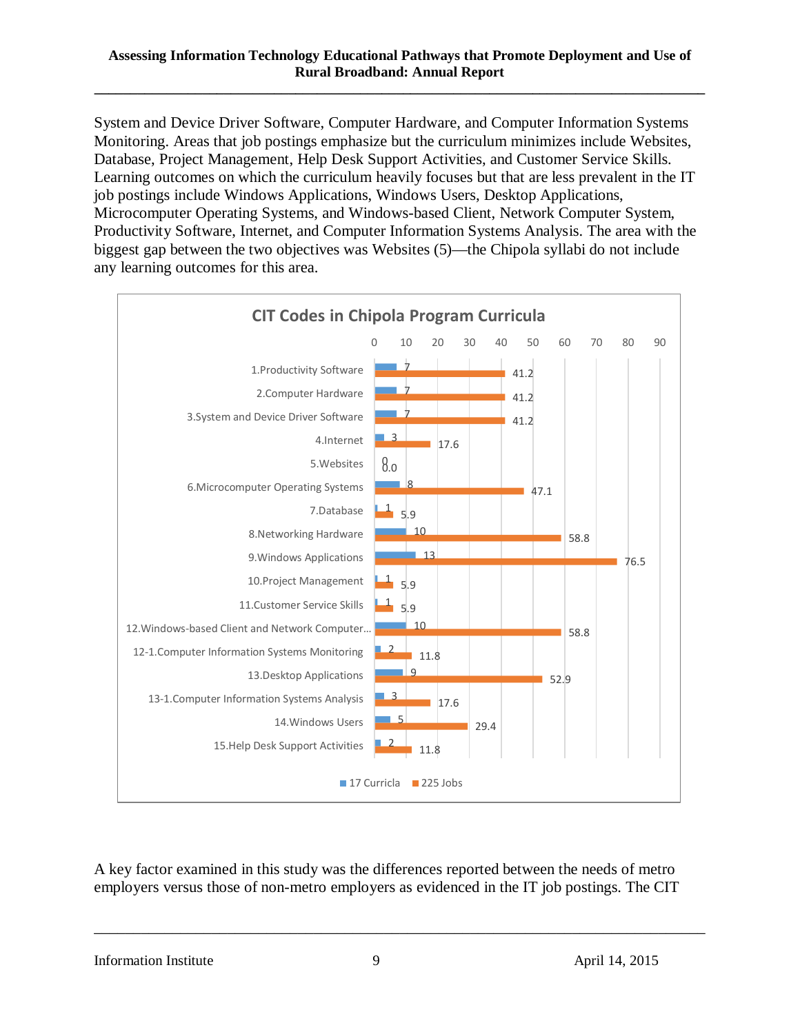System and Device Driver Software, Computer Hardware, and Computer Information Systems Monitoring. Areas that job postings emphasize but the curriculum minimizes include Websites, Database, Project Management, Help Desk Support Activities, and Customer Service Skills. Learning outcomes on which the curriculum heavily focuses but that are less prevalent in the IT job postings include Windows Applications, Windows Users, Desktop Applications, Microcomputer Operating Systems, and Windows-based Client, Network Computer System, Productivity Software, Internet, and Computer Information Systems Analysis. The area with the biggest gap between the two objectives was Websites (5)—the Chipola syllabi do not include any learning outcomes for this area.

**CIT Codes in Chipola Program Curricula**

| CIT Code | 17 Curricula | 225 Jobs |
|---|---|---|
| 1.Productivity Software | 7 | 41.2 |
| 2.Computer Hardware | 7 | 41.2 |
| 3.System and Device Driver Software | 7 | 41.2 |
| 4.Internet | 3 | 17.6 |
| 5.Websites | 0 | 0.0 |
| 6.Microcomputer Operating Systems | 8 | 47.1 |
| 7.Database | 1 | 5.9 |
| 8.Networking Hardware | 10 | 58.8 |
| 9.Windows Applications | 13 | 76.5 |
| 10.Project Management | 1 | 5.9 |
| 11.Customer Service Skills | 1 | 5.9 |
| 12.Windows-based Client and Network Computer... | 10 | 58.8 |
| 12-1.Computer Information Systems Monitoring | 2 | 11.8 |
| 13.Desktop Applications | 9 | 52.9 |
| 13-1.Computer Information Systems Analysis | 3 | 17.6 |
| 14.Windows Users | 5 | 29.4 |
| 15.Help Desk Support Activities | 2 | 11.8 |

A key factor examined in this study was the differences reported between the needs of metro employers versus those of non-metro employers as evidenced in the IT job postings. The CIT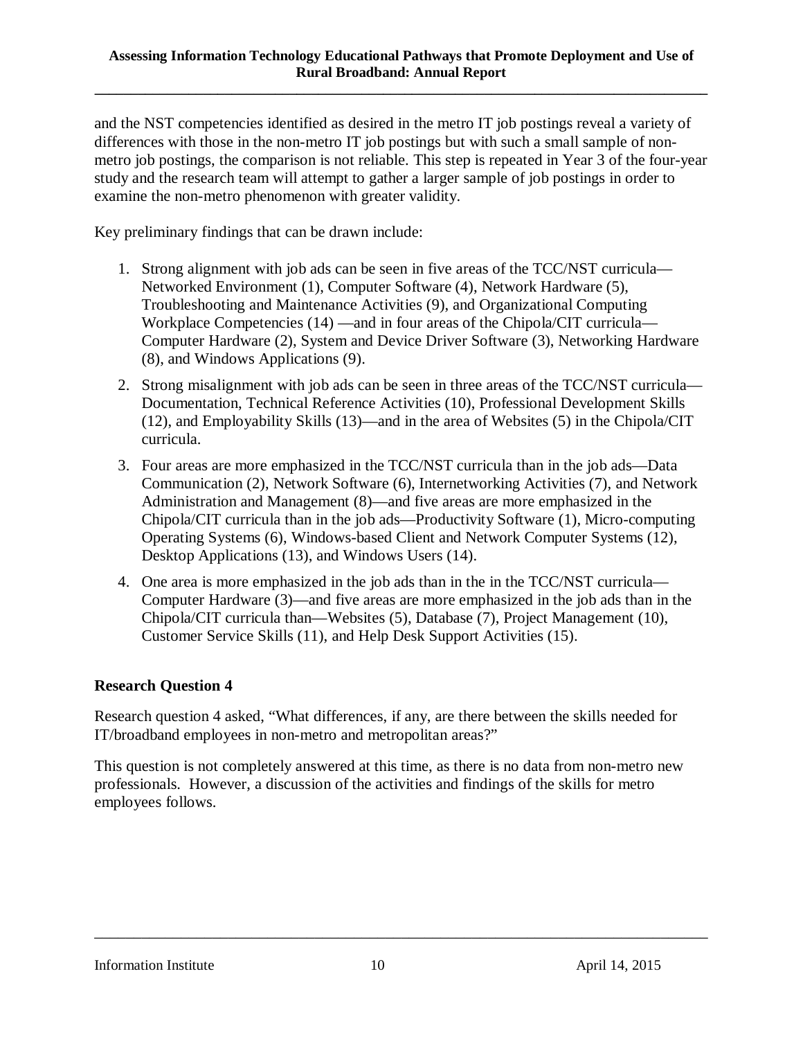and the NST competencies identified as desired in the metro IT job postings reveal a variety of differences with those in the non-metro IT job postings but with such a small sample of non-metro job postings, the comparison is not reliable. This step is repeated in Year 3 of the four-year study and the research team will attempt to gather a larger sample of job postings in order to examine the non-metro phenomenon with greater validity.

Key preliminary findings that can be drawn include:

1. Strong alignment with job ads can be seen in five areas of the TCC/NST curricula—Networked Environment (1), Computer Software (4), Network Hardware (5), Troubleshooting and Maintenance Activities (9), and Organizational Computing Workplace Competencies (14) —and in four areas of the Chipola/CIT curricula—Computer Hardware (2), System and Device Driver Software (3), Networking Hardware (8), and Windows Applications (9).
2. Strong misalignment with job ads can be seen in three areas of the TCC/NST curricula—Documentation, Technical Reference Activities (10), Professional Development Skills (12), and Employability Skills (13)—and in the area of Websites (5) in the Chipola/CIT curricula.
3. Four areas are more emphasized in the TCC/NST curricula than in the job ads—Data Communication (2), Network Software (6), Internetworking Activities (7), and Network Administration and Management (8)—and five areas are more emphasized in the Chipola/CIT curricula than in the job ads—Productivity Software (1), Micro-computing Operating Systems (6), Windows-based Client and Network Computer Systems (12), Desktop Applications (13), and Windows Users (14).
4. One area is more emphasized in the job ads than in the in the TCC/NST curricula—Computer Hardware (3)—and five areas are more emphasized in the job ads than in the Chipola/CIT curricula than—Websites (5), Database (7), Project Management (10), Customer Service Skills (11), and Help Desk Support Activities (15).

### Research Question 4

Research question 4 asked, "What differences, if any, are there between the skills needed for IT/broadband employees in non-metro and metropolitan areas?"

This question is not completely answered at this time, as there is no data from non-metro new professionals. However, a discussion of the activities and findings of the skills for metro employees follows.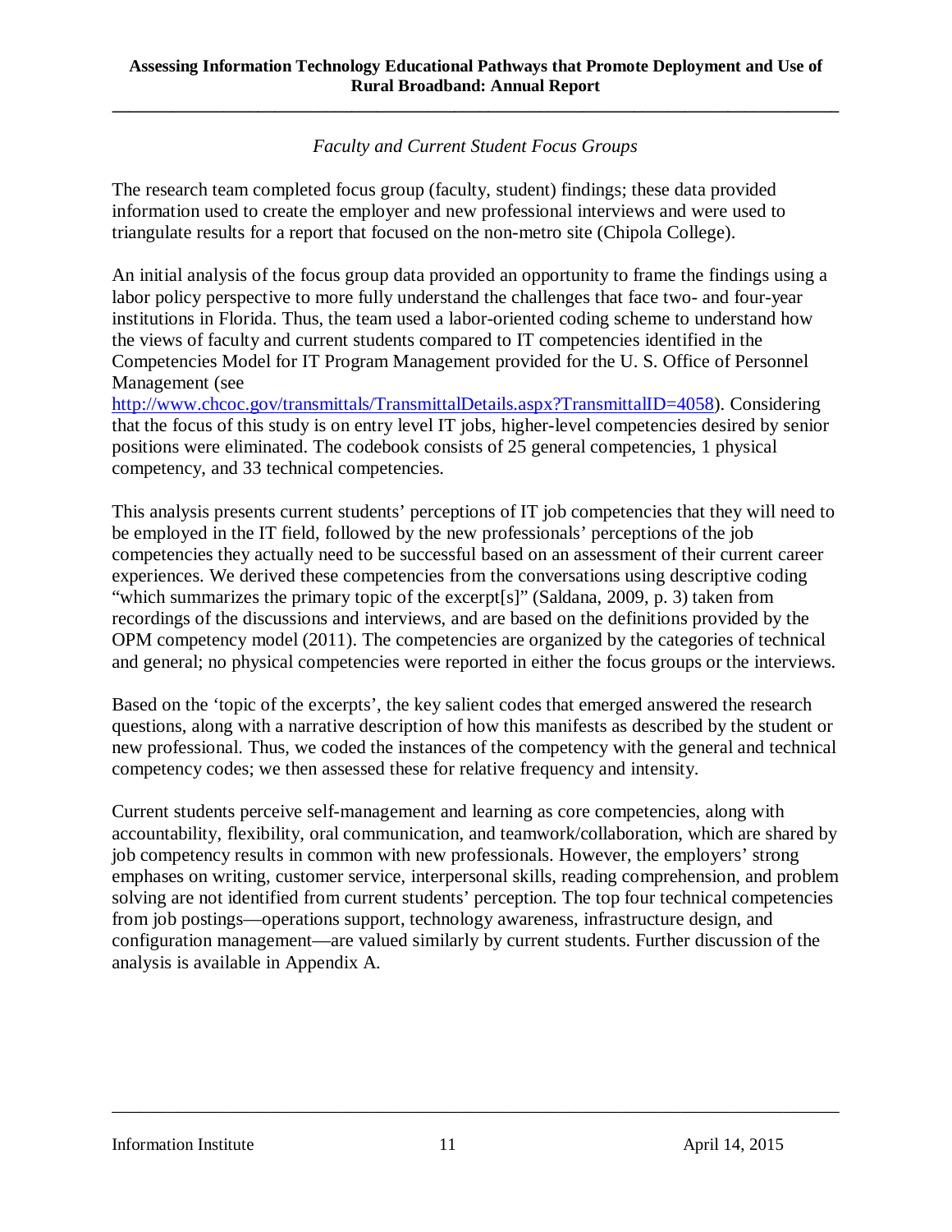*Faculty and Current Student Focus Groups*

The research team completed focus group (faculty, student) findings; these data provided information used to create the employer and new professional interviews and were used to triangulate results for a report that focused on the non-metro site (Chipola College).

An initial analysis of the focus group data provided an opportunity to frame the findings using a labor policy perspective to more fully understand the challenges that face two- and four-year institutions in Florida. Thus, the team used a labor-oriented coding scheme to understand how the views of faculty and current students compared to IT competencies identified in the Competencies Model for IT Program Management provided for the U. S. Office of Personnel Management (see http://www.chcoc.gov/transmittals/TransmittalDetails.aspx?TransmittalID=4058). Considering that the focus of this study is on entry level IT jobs, higher-level competencies desired by senior positions were eliminated. The codebook consists of 25 general competencies, 1 physical competency, and 33 technical competencies.

This analysis presents current students' perceptions of IT job competencies that they will need to be employed in the IT field, followed by the new professionals' perceptions of the job competencies they actually need to be successful based on an assessment of their current career experiences. We derived these competencies from the conversations using descriptive coding "which summarizes the primary topic of the excerpt[s]" (Saldana, 2009, p. 3) taken from recordings of the discussions and interviews, and are based on the definitions provided by the OPM competency model (2011). The competencies are organized by the categories of technical and general; no physical competencies were reported in either the focus groups or the interviews.

Based on the 'topic of the excerpts', the key salient codes that emerged answered the research questions, along with a narrative description of how this manifests as described by the student or new professional. Thus, we coded the instances of the competency with the general and technical competency codes; we then assessed these for relative frequency and intensity.

Current students perceive self-management and learning as core competencies, along with accountability, flexibility, oral communication, and teamwork/collaboration, which are shared by job competency results in common with new professionals. However, the employers' strong emphases on writing, customer service, interpersonal skills, reading comprehension, and problem solving are not identified from current students' perception. The top four technical competencies from job postings—operations support, technology awareness, infrastructure design, and configuration management—are valued similarly by current students. Further discussion of the analysis is available in Appendix A.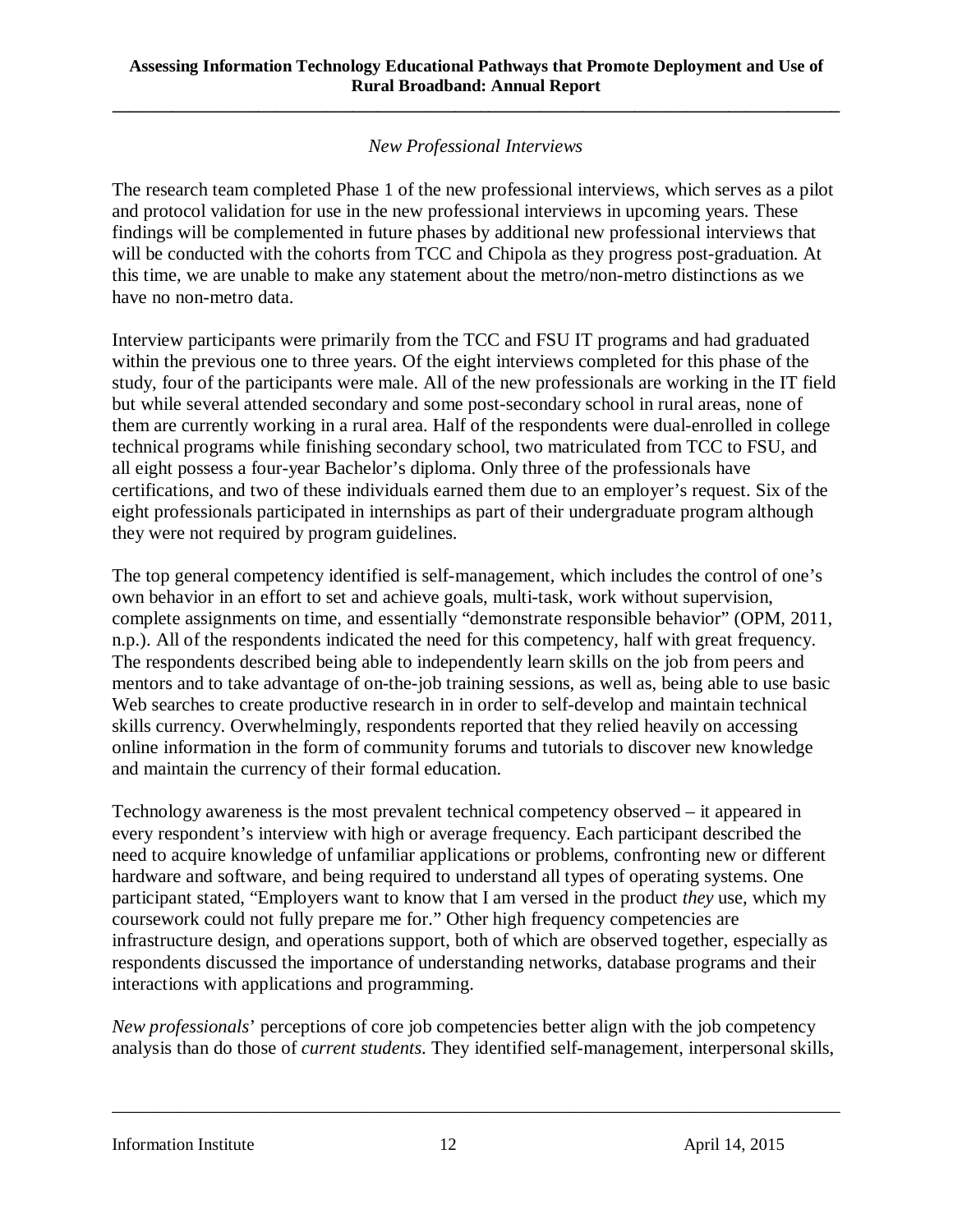### *New Professional Interviews*

The research team completed Phase 1 of the new professional interviews, which serves as a pilot and protocol validation for use in the new professional interviews in upcoming years. These findings will be complemented in future phases by additional new professional interviews that will be conducted with the cohorts from TCC and Chipola as they progress post-graduation. At this time, we are unable to make any statement about the metro/non-metro distinctions as we have no non-metro data.

Interview participants were primarily from the TCC and FSU IT programs and had graduated within the previous one to three years. Of the eight interviews completed for this phase of the study, four of the participants were male. All of the new professionals are working in the IT field but while several attended secondary and some post-secondary school in rural areas, none of them are currently working in a rural area. Half of the respondents were dual-enrolled in college technical programs while finishing secondary school, two matriculated from TCC to FSU, and all eight possess a four-year Bachelor's diploma. Only three of the professionals have certifications, and two of these individuals earned them due to an employer's request. Six of the eight professionals participated in internships as part of their undergraduate program although they were not required by program guidelines.

The top general competency identified is self-management, which includes the control of one's own behavior in an effort to set and achieve goals, multi-task, work without supervision, complete assignments on time, and essentially "demonstrate responsible behavior" (OPM, 2011, n.p.). All of the respondents indicated the need for this competency, half with great frequency. The respondents described being able to independently learn skills on the job from peers and mentors and to take advantage of on-the-job training sessions, as well as, being able to use basic Web searches to create productive research in in order to self-develop and maintain technical skills currency. Overwhelmingly, respondents reported that they relied heavily on accessing online information in the form of community forums and tutorials to discover new knowledge and maintain the currency of their formal education.

Technology awareness is the most prevalent technical competency observed – it appeared in every respondent's interview with high or average frequency. Each participant described the need to acquire knowledge of unfamiliar applications or problems, confronting new or different hardware and software, and being required to understand all types of operating systems. One participant stated, "Employers want to know that I am versed in the product *they* use, which my coursework could not fully prepare me for." Other high frequency competencies are infrastructure design, and operations support, both of which are observed together, especially as respondents discussed the importance of understanding networks, database programs and their interactions with applications and programming.

*New professionals*' perceptions of core job competencies better align with the job competency analysis than do those of *current students*. They identified self-management, interpersonal skills,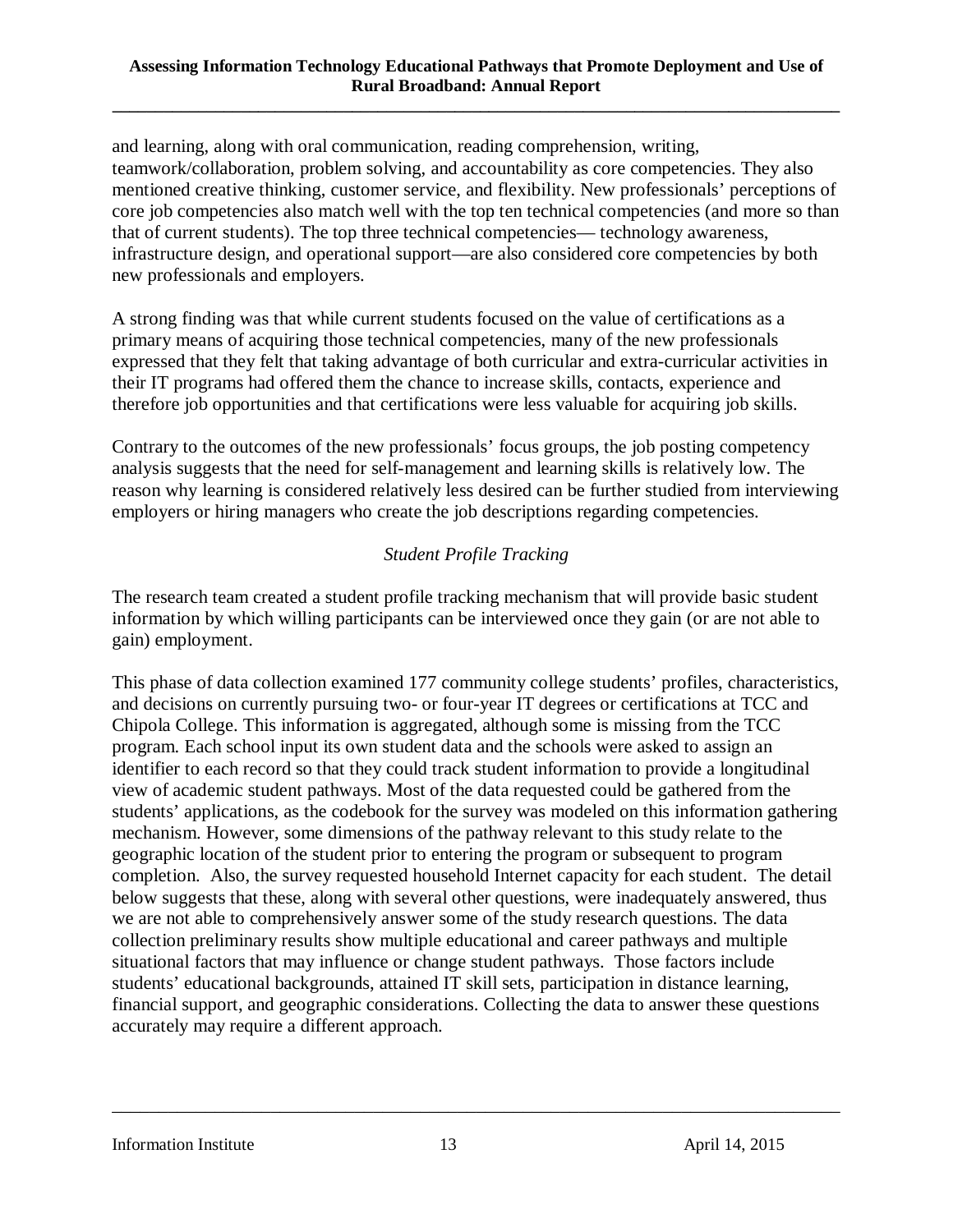and learning, along with oral communication, reading comprehension, writing, teamwork/collaboration, problem solving, and accountability as core competencies. They also mentioned creative thinking, customer service, and flexibility. New professionals' perceptions of core job competencies also match well with the top ten technical competencies (and more so than that of current students). The top three technical competencies— technology awareness, infrastructure design, and operational support—are also considered core competencies by both new professionals and employers.

A strong finding was that while current students focused on the value of certifications as a primary means of acquiring those technical competencies, many of the new professionals expressed that they felt that taking advantage of both curricular and extra-curricular activities in their IT programs had offered them the chance to increase skills, contacts, experience and therefore job opportunities and that certifications were less valuable for acquiring job skills.

Contrary to the outcomes of the new professionals' focus groups, the job posting competency analysis suggests that the need for self-management and learning skills is relatively low. The reason why learning is considered relatively less desired can be further studied from interviewing employers or hiring managers who create the job descriptions regarding competencies.

### *Student Profile Tracking*

The research team created a student profile tracking mechanism that will provide basic student information by which willing participants can be interviewed once they gain (or are not able to gain) employment.

This phase of data collection examined 177 community college students' profiles, characteristics, and decisions on currently pursuing two- or four-year IT degrees or certifications at TCC and Chipola College. This information is aggregated, although some is missing from the TCC program. Each school input its own student data and the schools were asked to assign an identifier to each record so that they could track student information to provide a longitudinal view of academic student pathways. Most of the data requested could be gathered from the students' applications, as the codebook for the survey was modeled on this information gathering mechanism. However, some dimensions of the pathway relevant to this study relate to the geographic location of the student prior to entering the program or subsequent to program completion. Also, the survey requested household Internet capacity for each student. The detail below suggests that these, along with several other questions, were inadequately answered, thus we are not able to comprehensively answer some of the study research questions. The data collection preliminary results show multiple educational and career pathways and multiple situational factors that may influence or change student pathways. Those factors include students' educational backgrounds, attained IT skill sets, participation in distance learning, financial support, and geographic considerations. Collecting the data to answer these questions accurately may require a different approach.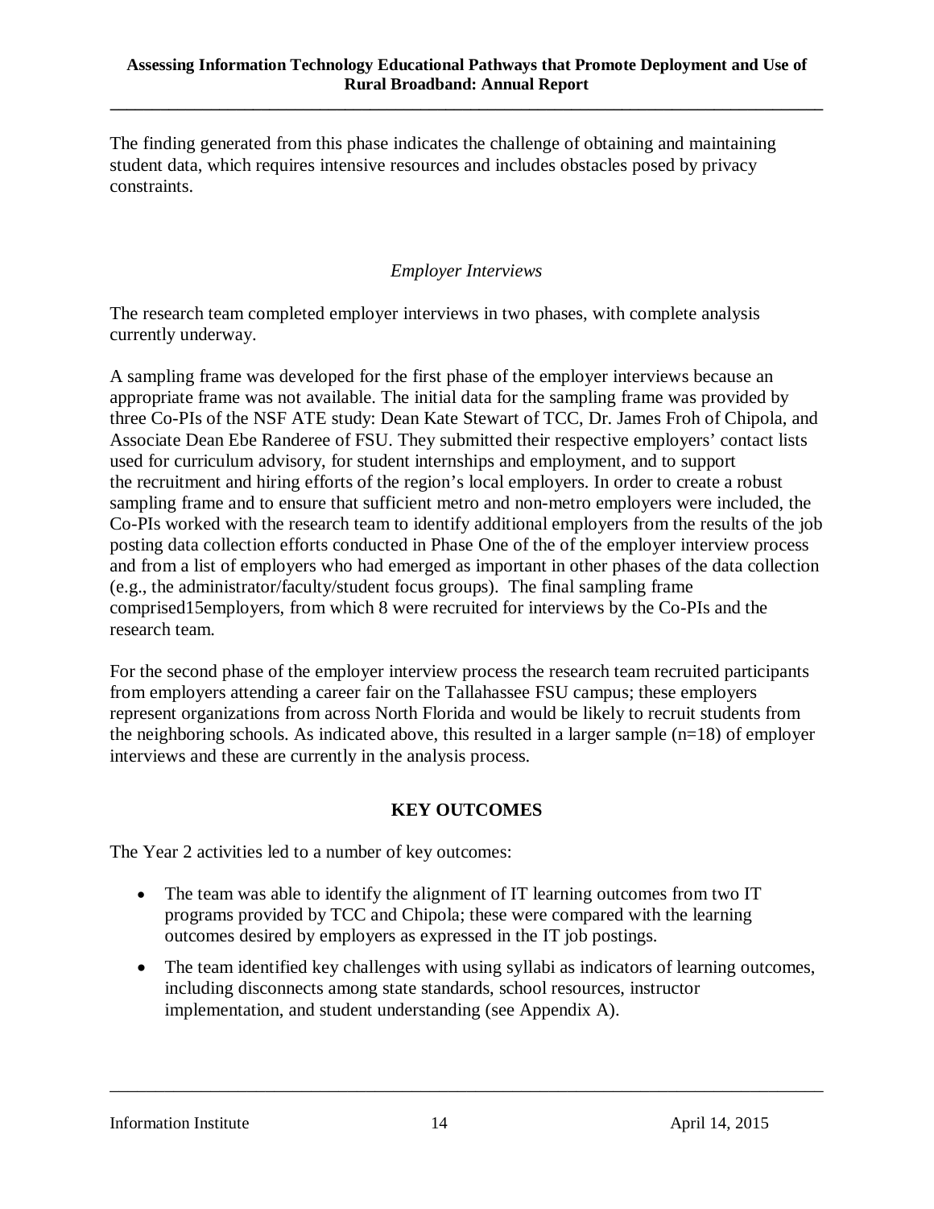The finding generated from this phase indicates the challenge of obtaining and maintaining student data, which requires intensive resources and includes obstacles posed by privacy constraints.

### *Employer Interviews*

The research team completed employer interviews in two phases, with complete analysis currently underway.

A sampling frame was developed for the first phase of the employer interviews because an appropriate frame was not available. The initial data for the sampling frame was provided by three Co-PIs of the NSF ATE study: Dean Kate Stewart of TCC, Dr. James Froh of Chipola, and Associate Dean Ebe Randeree of FSU. They submitted their respective employers' contact lists used for curriculum advisory, for student internships and employment, and to support the recruitment and hiring efforts of the region's local employers. In order to create a robust sampling frame and to ensure that sufficient metro and non-metro employers were included, the Co-PIs worked with the research team to identify additional employers from the results of the job posting data collection efforts conducted in Phase One of the of the employer interview process and from a list of employers who had emerged as important in other phases of the data collection (e.g., the administrator/faculty/student focus groups). The final sampling frame comprised15employers, from which 8 were recruited for interviews by the Co-PIs and the research team.

For the second phase of the employer interview process the research team recruited participants from employers attending a career fair on the Tallahassee FSU campus; these employers represent organizations from across North Florida and would be likely to recruit students from the neighboring schools. As indicated above, this resulted in a larger sample (n=18) of employer interviews and these are currently in the analysis process.

## KEY OUTCOMES

The Year 2 activities led to a number of key outcomes:

- The team was able to identify the alignment of IT learning outcomes from two IT programs provided by TCC and Chipola; these were compared with the learning outcomes desired by employers as expressed in the IT job postings.
- The team identified key challenges with using syllabi as indicators of learning outcomes, including disconnects among state standards, school resources, instructor implementation, and student understanding (see Appendix A).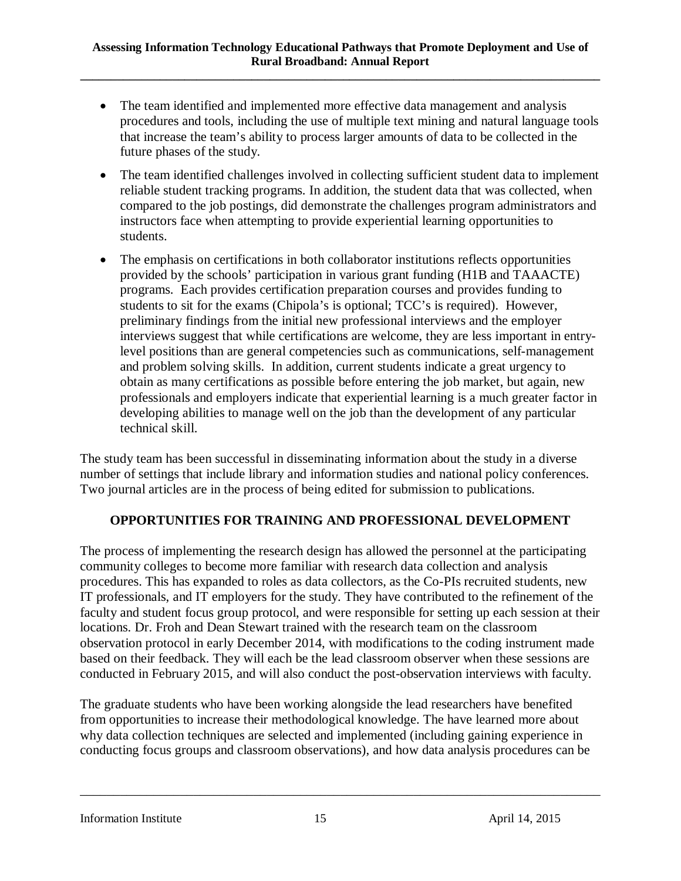- The team identified and implemented more effective data management and analysis procedures and tools, including the use of multiple text mining and natural language tools that increase the team's ability to process larger amounts of data to be collected in the future phases of the study.
- The team identified challenges involved in collecting sufficient student data to implement reliable student tracking programs. In addition, the student data that was collected, when compared to the job postings, did demonstrate the challenges program administrators and instructors face when attempting to provide experiential learning opportunities to students.
- The emphasis on certifications in both collaborator institutions reflects opportunities provided by the schools' participation in various grant funding (H1B and TAAACTE) programs. Each provides certification preparation courses and provides funding to students to sit for the exams (Chipola's is optional; TCC's is required). However, preliminary findings from the initial new professional interviews and the employer interviews suggest that while certifications are welcome, they are less important in entry-level positions than are general competencies such as communications, self-management and problem solving skills. In addition, current students indicate a great urgency to obtain as many certifications as possible before entering the job market, but again, new professionals and employers indicate that experiential learning is a much greater factor in developing abilities to manage well on the job than the development of any particular technical skill.

The study team has been successful in disseminating information about the study in a diverse number of settings that include library and information studies and national policy conferences. Two journal articles are in the process of being edited for submission to publications.

## OPPORTUNITIES FOR TRAINING AND PROFESSIONAL DEVELOPMENT

The process of implementing the research design has allowed the personnel at the participating community colleges to become more familiar with research data collection and analysis procedures. This has expanded to roles as data collectors, as the Co-PIs recruited students, new IT professionals, and IT employers for the study. They have contributed to the refinement of the faculty and student focus group protocol, and were responsible for setting up each session at their locations. Dr. Froh and Dean Stewart trained with the research team on the classroom observation protocol in early December 2014, with modifications to the coding instrument made based on their feedback. They will each be the lead classroom observer when these sessions are conducted in February 2015, and will also conduct the post-observation interviews with faculty.

The graduate students who have been working alongside the lead researchers have benefited from opportunities to increase their methodological knowledge. The have learned more about why data collection techniques are selected and implemented (including gaining experience in conducting focus groups and classroom observations), and how data analysis procedures can be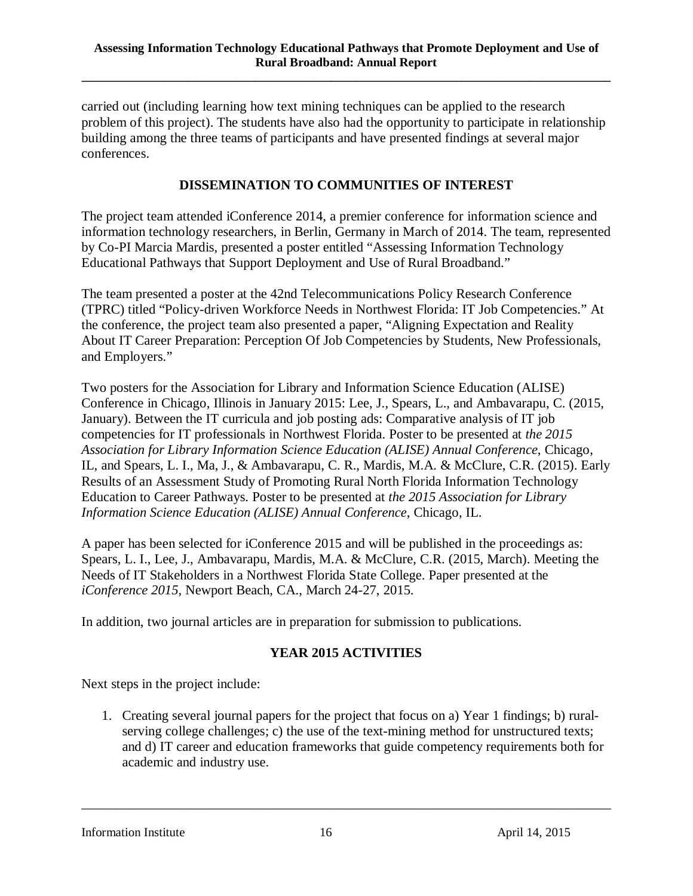carried out (including learning how text mining techniques can be applied to the research problem of this project). The students have also had the opportunity to participate in relationship building among the three teams of participants and have presented findings at several major conferences.

## DISSEMINATION TO COMMUNITIES OF INTEREST

The project team attended iConference 2014, a premier conference for information science and information technology researchers, in Berlin, Germany in March of 2014. The team, represented by Co-PI Marcia Mardis, presented a poster entitled "Assessing Information Technology Educational Pathways that Support Deployment and Use of Rural Broadband."

The team presented a poster at the 42nd Telecommunications Policy Research Conference (TPRC) titled "Policy-driven Workforce Needs in Northwest Florida: IT Job Competencies." At the conference, the project team also presented a paper, "Aligning Expectation and Reality About IT Career Preparation: Perception Of Job Competencies by Students, New Professionals, and Employers."

Two posters for the Association for Library and Information Science Education (ALISE) Conference in Chicago, Illinois in January 2015: Lee, J., Spears, L., and Ambavarapu, C. (2015, January). Between the IT curricula and job posting ads: Comparative analysis of IT job competencies for IT professionals in Northwest Florida. Poster to be presented at *the 2015 Association for Library Information Science Education (ALISE) Annual Conference*, Chicago, IL, and Spears, L. I., Ma, J., & Ambavarapu, C. R., Mardis, M.A. & McClure, C.R. (2015). Early Results of an Assessment Study of Promoting Rural North Florida Information Technology Education to Career Pathways. Poster to be presented at *the 2015 Association for Library Information Science Education (ALISE) Annual Conference*, Chicago, IL.

A paper has been selected for iConference 2015 and will be published in the proceedings as: Spears, L. I., Lee, J., Ambavarapu, Mardis, M.A. & McClure, C.R. (2015, March). Meeting the Needs of IT Stakeholders in a Northwest Florida State College. Paper presented at the *iConference 2015*, Newport Beach, CA., March 24-27, 2015.

In addition, two journal articles are in preparation for submission to publications.

## YEAR 2015 ACTIVITIES

Next steps in the project include:

1. Creating several journal papers for the project that focus on a) Year 1 findings; b) rural-serving college challenges; c) the use of the text-mining method for unstructured texts; and d) IT career and education frameworks that guide competency requirements both for academic and industry use.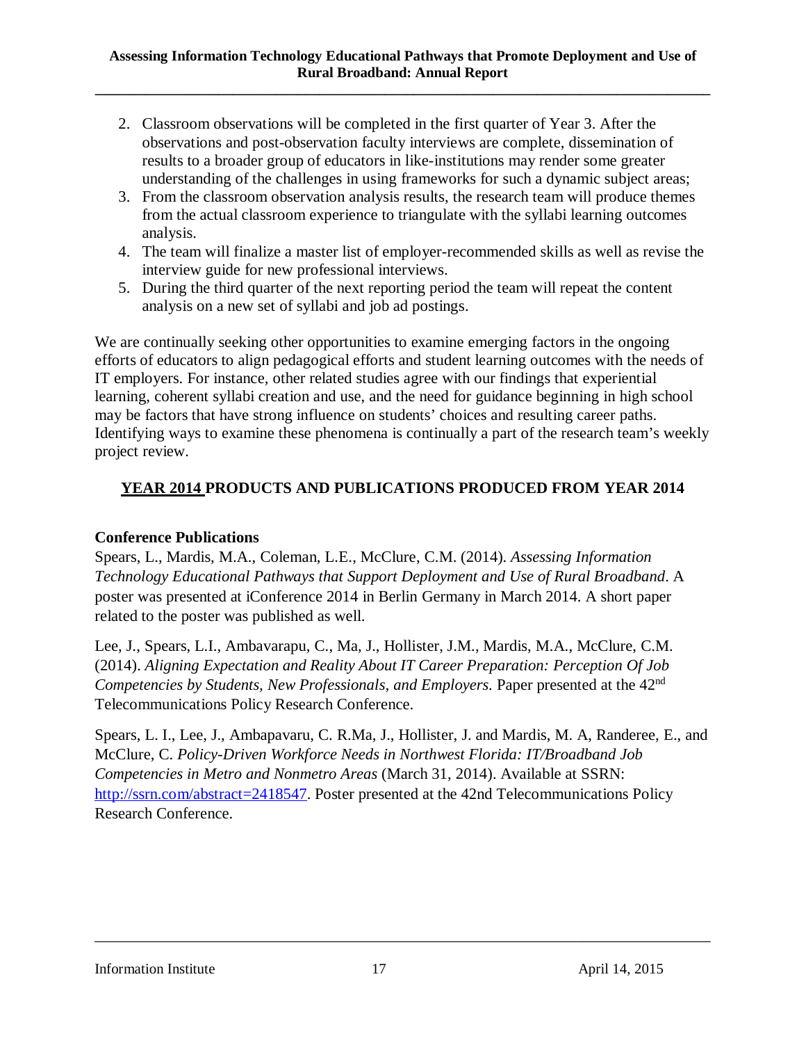2. Classroom observations will be completed in the first quarter of Year 3. After the observations and post-observation faculty interviews are complete, dissemination of results to a broader group of educators in like-institutions may render some greater understanding of the challenges in using frameworks for such a dynamic subject areas;
3. From the classroom observation analysis results, the research team will produce themes from the actual classroom experience to triangulate with the syllabi learning outcomes analysis.
4. The team will finalize a master list of employer-recommended skills as well as revise the interview guide for new professional interviews.
5. During the third quarter of the next reporting period the team will repeat the content analysis on a new set of syllabi and job ad postings.

We are continually seeking other opportunities to examine emerging factors in the ongoing efforts of educators to align pedagogical efforts and student learning outcomes with the needs of IT employers. For instance, other related studies agree with our findings that experiential learning, coherent syllabi creation and use, and the need for guidance beginning in high school may be factors that have strong influence on students' choices and resulting career paths. Identifying ways to examine these phenomena is continually a part of the research team's weekly project review.

## YEAR 2014 PRODUCTS AND PUBLICATIONS PRODUCED FROM YEAR 2014

**Conference Publications**

Spears, L., Mardis, M.A., Coleman, L.E., McClure, C.M. (2014). *Assessing Information Technology Educational Pathways that Support Deployment and Use of Rural Broadband*. A poster was presented at iConference 2014 in Berlin Germany in March 2014. A short paper related to the poster was published as well.

Lee, J., Spears, L.I., Ambavarapu, C., Ma, J., Hollister, J.M., Mardis, M.A., McClure, C.M. (2014). *Aligning Expectation and Reality About IT Career Preparation: Perception Of Job Competencies by Students, New Professionals, and Employers.* Paper presented at the 42nd Telecommunications Policy Research Conference.

Spears, L. I., Lee, J., Ambapavaru, C. R.Ma, J., Hollister, J. and Mardis, M. A, Randeree, E., and McClure, C. *Policy-Driven Workforce Needs in Northwest Florida: IT/Broadband Job Competencies in Metro and Nonmetro Areas* (March 31, 2014). Available at SSRN: http://ssrn.com/abstract=2418547. Poster presented at the 42nd Telecommunications Policy Research Conference.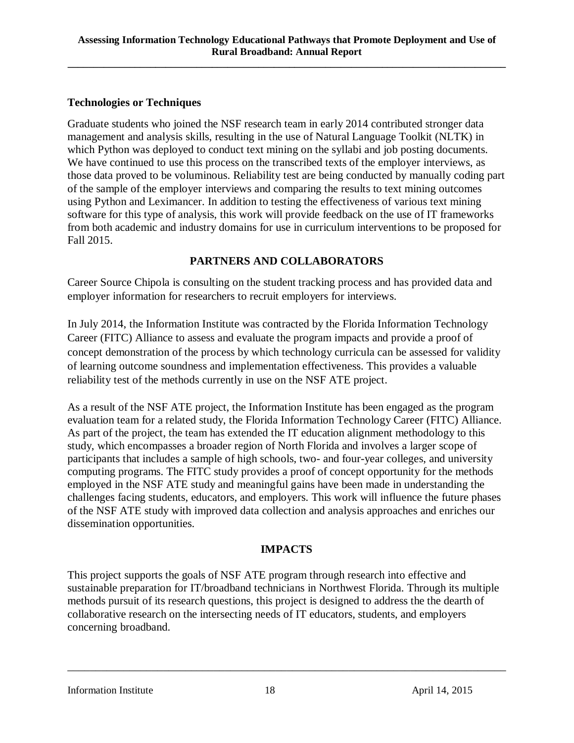### Technologies or Techniques

Graduate students who joined the NSF research team in early 2014 contributed stronger data management and analysis skills, resulting in the use of Natural Language Toolkit (NLTK) in which Python was deployed to conduct text mining on the syllabi and job posting documents. We have continued to use this process on the transcribed texts of the employer interviews, as those data proved to be voluminous. Reliability test are being conducted by manually coding part of the sample of the employer interviews and comparing the results to text mining outcomes using Python and Leximancer. In addition to testing the effectiveness of various text mining software for this type of analysis, this work will provide feedback on the use of IT frameworks from both academic and industry domains for use in curriculum interventions to be proposed for Fall 2015.

## PARTNERS AND COLLABORATORS

Career Source Chipola is consulting on the student tracking process and has provided data and employer information for researchers to recruit employers for interviews.

In July 2014, the Information Institute was contracted by the Florida Information Technology Career (FITC) Alliance to assess and evaluate the program impacts and provide a proof of concept demonstration of the process by which technology curricula can be assessed for validity of learning outcome soundness and implementation effectiveness. This provides a valuable reliability test of the methods currently in use on the NSF ATE project.

As a result of the NSF ATE project, the Information Institute has been engaged as the program evaluation team for a related study, the Florida Information Technology Career (FITC) Alliance. As part of the project, the team has extended the IT education alignment methodology to this study, which encompasses a broader region of North Florida and involves a larger scope of participants that includes a sample of high schools, two- and four-year colleges, and university computing programs. The FITC study provides a proof of concept opportunity for the methods employed in the NSF ATE study and meaningful gains have been made in understanding the challenges facing students, educators, and employers. This work will influence the future phases of the NSF ATE study with improved data collection and analysis approaches and enriches our dissemination opportunities.

## IMPACTS

This project supports the goals of NSF ATE program through research into effective and sustainable preparation for IT/broadband technicians in Northwest Florida. Through its multiple methods pursuit of its research questions, this project is designed to address the the dearth of collaborative research on the intersecting needs of IT educators, students, and employers concerning broadband.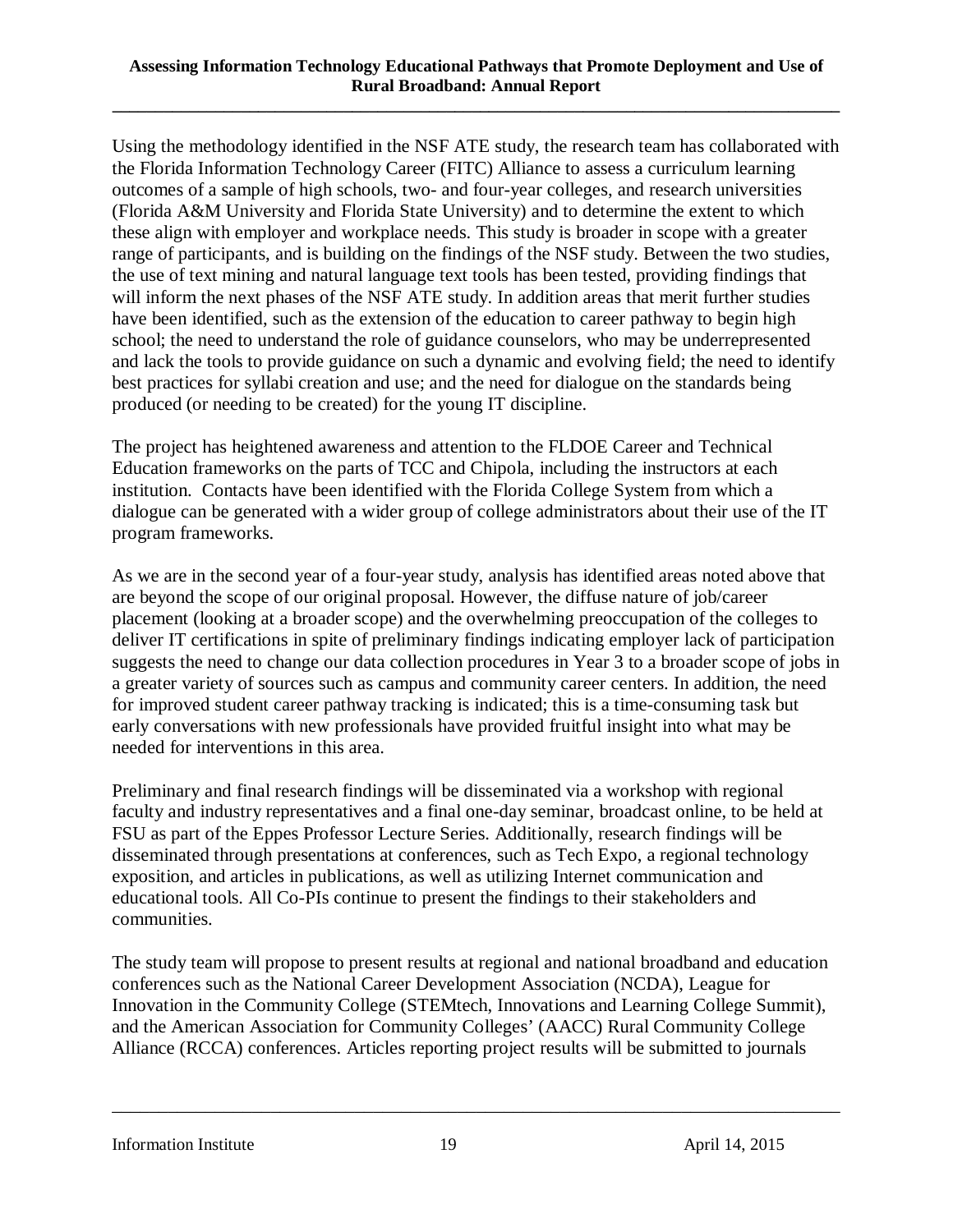Using the methodology identified in the NSF ATE study, the research team has collaborated with the Florida Information Technology Career (FITC) Alliance to assess a curriculum learning outcomes of a sample of high schools, two- and four-year colleges, and research universities (Florida A&M University and Florida State University) and to determine the extent to which these align with employer and workplace needs. This study is broader in scope with a greater range of participants, and is building on the findings of the NSF study. Between the two studies, the use of text mining and natural language text tools has been tested, providing findings that will inform the next phases of the NSF ATE study. In addition areas that merit further studies have been identified, such as the extension of the education to career pathway to begin high school; the need to understand the role of guidance counselors, who may be underrepresented and lack the tools to provide guidance on such a dynamic and evolving field; the need to identify best practices for syllabi creation and use; and the need for dialogue on the standards being produced (or needing to be created) for the young IT discipline.

The project has heightened awareness and attention to the FLDOE Career and Technical Education frameworks on the parts of TCC and Chipola, including the instructors at each institution. Contacts have been identified with the Florida College System from which a dialogue can be generated with a wider group of college administrators about their use of the IT program frameworks.

As we are in the second year of a four-year study, analysis has identified areas noted above that are beyond the scope of our original proposal. However, the diffuse nature of job/career placement (looking at a broader scope) and the overwhelming preoccupation of the colleges to deliver IT certifications in spite of preliminary findings indicating employer lack of participation suggests the need to change our data collection procedures in Year 3 to a broader scope of jobs in a greater variety of sources such as campus and community career centers. In addition, the need for improved student career pathway tracking is indicated; this is a time-consuming task but early conversations with new professionals have provided fruitful insight into what may be needed for interventions in this area.

Preliminary and final research findings will be disseminated via a workshop with regional faculty and industry representatives and a final one-day seminar, broadcast online, to be held at FSU as part of the Eppes Professor Lecture Series. Additionally, research findings will be disseminated through presentations at conferences, such as Tech Expo, a regional technology exposition, and articles in publications, as well as utilizing Internet communication and educational tools. All Co-PIs continue to present the findings to their stakeholders and communities.

The study team will propose to present results at regional and national broadband and education conferences such as the National Career Development Association (NCDA), League for Innovation in the Community College (STEMtech, Innovations and Learning College Summit), and the American Association for Community Colleges' (AACC) Rural Community College Alliance (RCCA) conferences. Articles reporting project results will be submitted to journals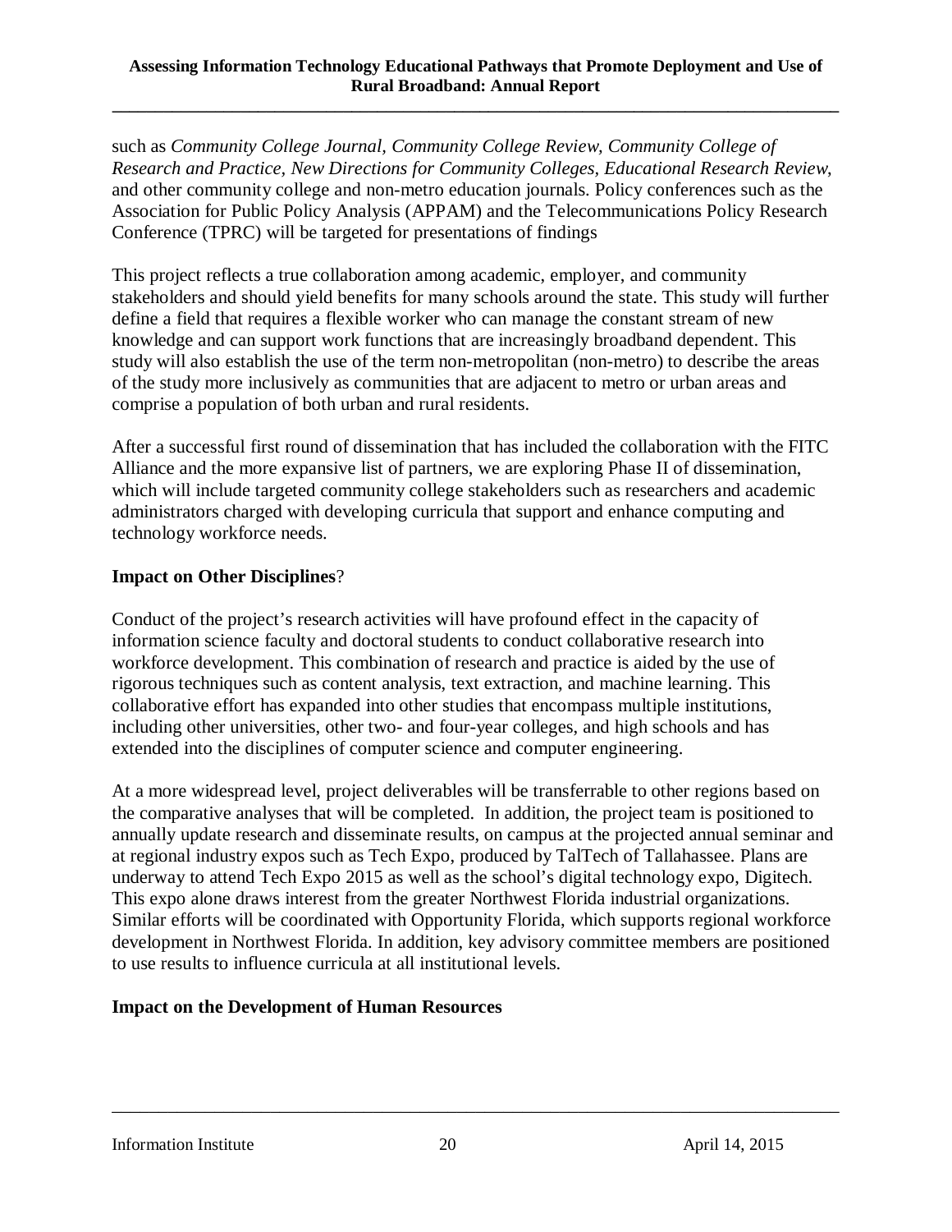such as *Community College Journal, Community College Review, Community College of Research and Practice, New Directions for Community Colleges, Educational Research Review*, and other community college and non-metro education journals. Policy conferences such as the Association for Public Policy Analysis (APPAM) and the Telecommunications Policy Research Conference (TPRC) will be targeted for presentations of findings

This project reflects a true collaboration among academic, employer, and community stakeholders and should yield benefits for many schools around the state. This study will further define a field that requires a flexible worker who can manage the constant stream of new knowledge and can support work functions that are increasingly broadband dependent. This study will also establish the use of the term non-metropolitan (non-metro) to describe the areas of the study more inclusively as communities that are adjacent to metro or urban areas and comprise a population of both urban and rural residents.

After a successful first round of dissemination that has included the collaboration with the FITC Alliance and the more expansive list of partners, we are exploring Phase II of dissemination, which will include targeted community college stakeholders such as researchers and academic administrators charged with developing curricula that support and enhance computing and technology workforce needs.

**Impact on Other Disciplines**?

Conduct of the project's research activities will have profound effect in the capacity of information science faculty and doctoral students to conduct collaborative research into workforce development. This combination of research and practice is aided by the use of rigorous techniques such as content analysis, text extraction, and machine learning. This collaborative effort has expanded into other studies that encompass multiple institutions, including other universities, other two- and four-year colleges, and high schools and has extended into the disciplines of computer science and computer engineering.

At a more widespread level, project deliverables will be transferrable to other regions based on the comparative analyses that will be completed. In addition, the project team is positioned to annually update research and disseminate results, on campus at the projected annual seminar and at regional industry expos such as Tech Expo, produced by TalTech of Tallahassee. Plans are underway to attend Tech Expo 2015 as well as the school's digital technology expo, Digitech. This expo alone draws interest from the greater Northwest Florida industrial organizations. Similar efforts will be coordinated with Opportunity Florida, which supports regional workforce development in Northwest Florida. In addition, key advisory committee members are positioned to use results to influence curricula at all institutional levels.

**Impact on the Development of Human Resources**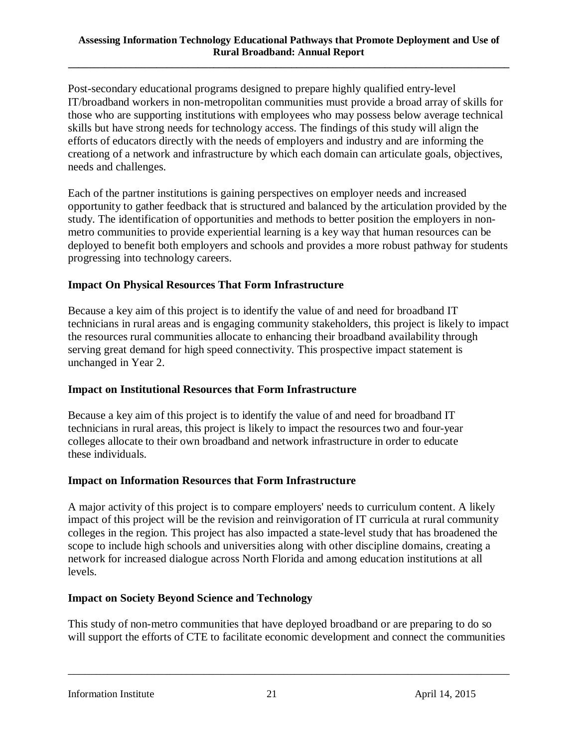Post-secondary educational programs designed to prepare highly qualified entry-level IT/broadband workers in non-metropolitan communities must provide a broad array of skills for those who are supporting institutions with employees who may possess below average technical skills but have strong needs for technology access. The findings of this study will align the efforts of educators directly with the needs of employers and industry and are informing the creationg of a network and infrastructure by which each domain can articulate goals, objectives, needs and challenges.

Each of the partner institutions is gaining perspectives on employer needs and increased opportunity to gather feedback that is structured and balanced by the articulation provided by the study. The identification of opportunities and methods to better position the employers in non-metro communities to provide experiential learning is a key way that human resources can be deployed to benefit both employers and schools and provides a more robust pathway for students progressing into technology careers.

### Impact On Physical Resources That Form Infrastructure

Because a key aim of this project is to identify the value of and need for broadband IT technicians in rural areas and is engaging community stakeholders, this project is likely to impact the resources rural communities allocate to enhancing their broadband availability through serving great demand for high speed connectivity. This prospective impact statement is unchanged in Year 2.

### Impact on Institutional Resources that Form Infrastructure

Because a key aim of this project is to identify the value of and need for broadband IT technicians in rural areas, this project is likely to impact the resources two and four-year colleges allocate to their own broadband and network infrastructure in order to educate these individuals.

### Impact on Information Resources that Form Infrastructure

A major activity of this project is to compare employers' needs to curriculum content. A likely impact of this project will be the revision and reinvigoration of IT curricula at rural community colleges in the region. This project has also impacted a state-level study that has broadened the scope to include high schools and universities along with other discipline domains, creating a network for increased dialogue across North Florida and among education institutions at all levels.

### Impact on Society Beyond Science and Technology

This study of non-metro communities that have deployed broadband or are preparing to do so will support the efforts of CTE to facilitate economic development and connect the communities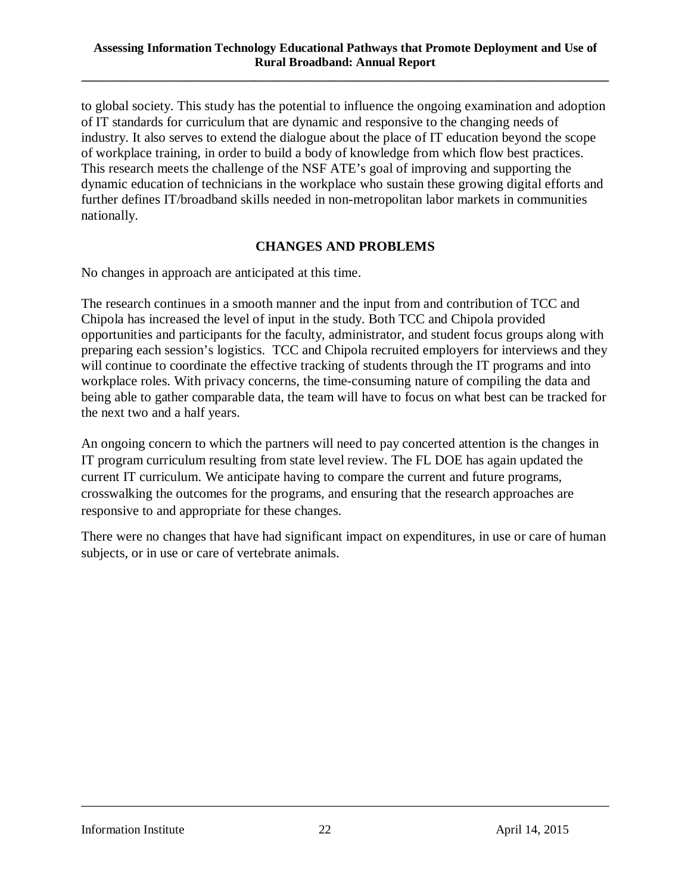to global society. This study has the potential to influence the ongoing examination and adoption of IT standards for curriculum that are dynamic and responsive to the changing needs of industry. It also serves to extend the dialogue about the place of IT education beyond the scope of workplace training, in order to build a body of knowledge from which flow best practices. This research meets the challenge of the NSF ATE's goal of improving and supporting the dynamic education of technicians in the workplace who sustain these growing digital efforts and further defines IT/broadband skills needed in non-metropolitan labor markets in communities nationally.

## CHANGES AND PROBLEMS

No changes in approach are anticipated at this time.

The research continues in a smooth manner and the input from and contribution of TCC and Chipola has increased the level of input in the study. Both TCC and Chipola provided opportunities and participants for the faculty, administrator, and student focus groups along with preparing each session's logistics. TCC and Chipola recruited employers for interviews and they will continue to coordinate the effective tracking of students through the IT programs and into workplace roles. With privacy concerns, the time-consuming nature of compiling the data and being able to gather comparable data, the team will have to focus on what best can be tracked for the next two and a half years.

An ongoing concern to which the partners will need to pay concerted attention is the changes in IT program curriculum resulting from state level review. The FL DOE has again updated the current IT curriculum. We anticipate having to compare the current and future programs, crosswalking the outcomes for the programs, and ensuring that the research approaches are responsive to and appropriate for these changes.

There were no changes that have had significant impact on expenditures, in use or care of human subjects, or in use or care of vertebrate animals.